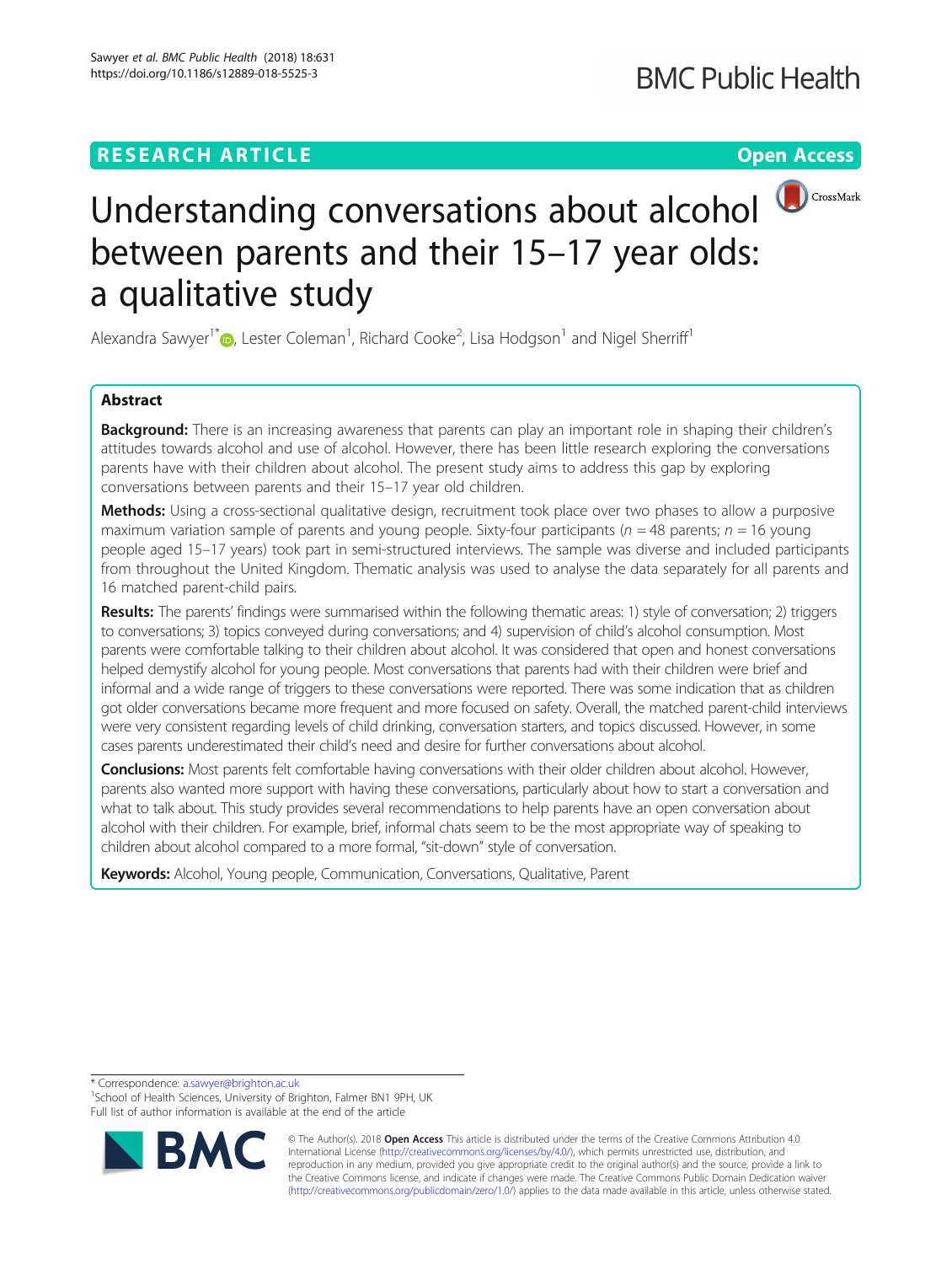RESEARCH ARTICLE

Open Access

# Understanding conversations about alcohol between parents and their 15–17 year olds: a qualitative study

Alexandra Sawyer[1*], Lester Coleman[1], Richard Cooke[2], Lisa Hodgson[1] and Nigel Sherriff[1]

## Abstract

**Background:** There is an increasing awareness that parents can play an important role in shaping their children's attitudes towards alcohol and use of alcohol. However, there has been little research exploring the conversations parents have with their children about alcohol. The present study aims to address this gap by exploring conversations between parents and their 15–17 year old children.

**Methods:** Using a cross-sectional qualitative design, recruitment took place over two phases to allow a purposive maximum variation sample of parents and young people. Sixty-four participants ($n = 48$ parents; $n = 16$ young people aged 15–17 years) took part in semi-structured interviews. The sample was diverse and included participants from throughout the United Kingdom. Thematic analysis was used to analyse the data separately for all parents and 16 matched parent-child pairs.

**Results:** The parents' findings were summarised within the following thematic areas: 1) style of conversation; 2) triggers to conversations; 3) topics conveyed during conversations; and 4) supervision of child's alcohol consumption. Most parents were comfortable talking to their children about alcohol. It was considered that open and honest conversations helped demystify alcohol for young people. Most conversations that parents had with their children were brief and informal and a wide range of triggers to these conversations were reported. There was some indication that as children got older conversations became more frequent and more focused on safety. Overall, the matched parent-child interviews were very consistent regarding levels of child drinking, conversation starters, and topics discussed. However, in some cases parents underestimated their child's need and desire for further conversations about alcohol.

**Conclusions:** Most parents felt comfortable having conversations with their older children about alcohol. However, parents also wanted more support with having these conversations, particularly about how to start a conversation and what to talk about. This study provides several recommendations to help parents have an open conversation about alcohol with their children. For example, brief, informal chats seem to be the most appropriate way of speaking to children about alcohol compared to a more formal, "sit-down" style of conversation.

**Keywords:** Alcohol, Young people, Communication, Conversations, Qualitative, Parent

* Correspondence: a.sawyer@brighton.ac.uk
[1]School of Health Sciences, University of Brighton, Falmer BN1 9PH, UK
Full list of author information is available at the end of the article

© The Author(s). 2018 **Open Access** This article is distributed under the terms of the Creative Commons Attribution 4.0 International License (http://creativecommons.org/licenses/by/4.0/), which permits unrestricted use, distribution, and reproduction in any medium, provided you give appropriate credit to the original author(s) and the source, provide a link to the Creative Commons license, and indicate if changes were made. The Creative Commons Public Domain Dedication waiver (http://creativecommons.org/publicdomain/zero/1.0/) applies to the data made available in this article, unless otherwise stated.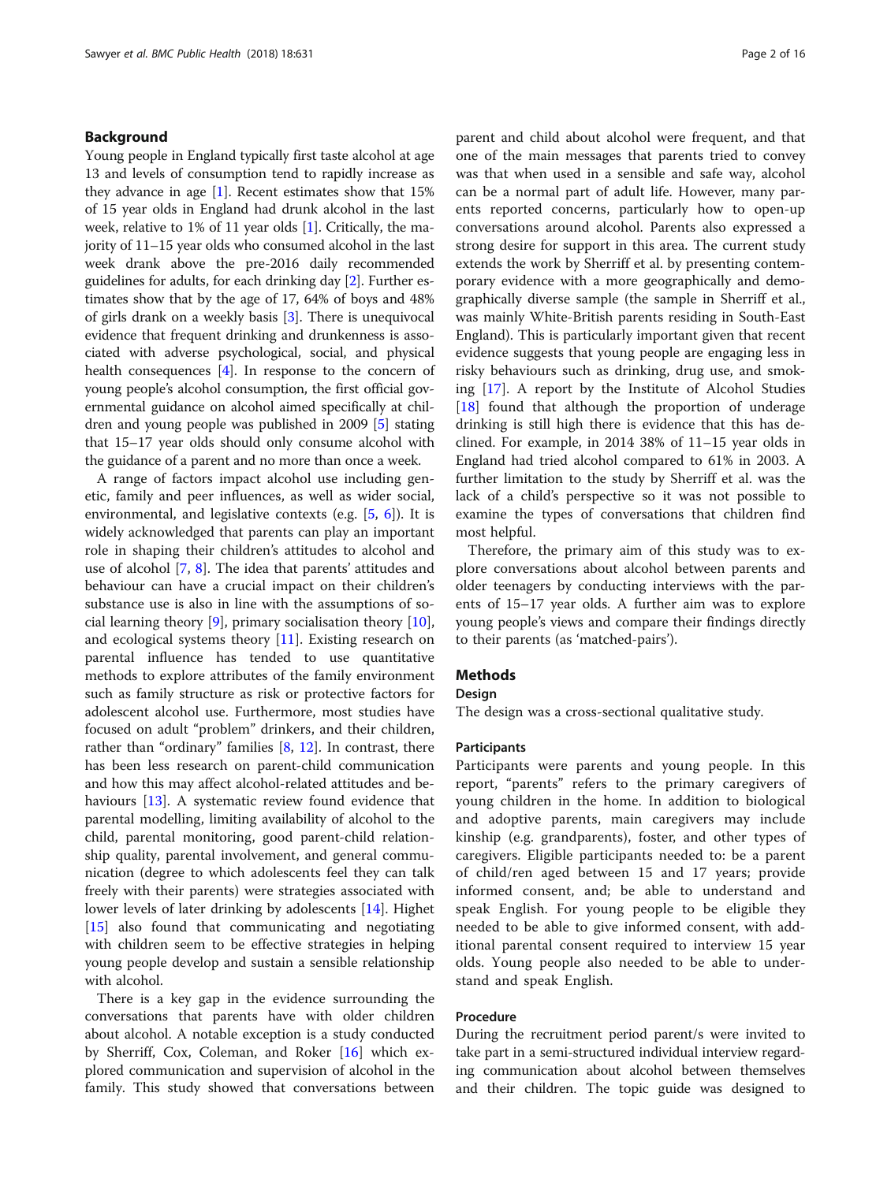## Background

Young people in England typically first taste alcohol at age 13 and levels of consumption tend to rapidly increase as they advance in age [1]. Recent estimates show that 15% of 15 year olds in England had drunk alcohol in the last week, relative to 1% of 11 year olds [1]. Critically, the majority of 11–15 year olds who consumed alcohol in the last week drank above the pre-2016 daily recommended guidelines for adults, for each drinking day [2]. Further estimates show that by the age of 17, 64% of boys and 48% of girls drank on a weekly basis [3]. There is unequivocal evidence that frequent drinking and drunkenness is associated with adverse psychological, social, and physical health consequences [4]. In response to the concern of young people's alcohol consumption, the first official governmental guidance on alcohol aimed specifically at children and young people was published in 2009 [5] stating that 15–17 year olds should only consume alcohol with the guidance of a parent and no more than once a week.

A range of factors impact alcohol use including genetic, family and peer influences, as well as wider social, environmental, and legislative contexts (e.g. [5, 6]). It is widely acknowledged that parents can play an important role in shaping their children's attitudes to alcohol and use of alcohol [7, 8]. The idea that parents' attitudes and behaviour can have a crucial impact on their children's substance use is also in line with the assumptions of social learning theory [9], primary socialisation theory [10], and ecological systems theory [11]. Existing research on parental influence has tended to use quantitative methods to explore attributes of the family environment such as family structure as risk or protective factors for adolescent alcohol use. Furthermore, most studies have focused on adult "problem" drinkers, and their children, rather than "ordinary" families [8, 12]. In contrast, there has been less research on parent-child communication and how this may affect alcohol-related attitudes and behaviours [13]. A systematic review found evidence that parental modelling, limiting availability of alcohol to the child, parental monitoring, good parent-child relationship quality, parental involvement, and general communication (degree to which adolescents feel they can talk freely with their parents) were strategies associated with lower levels of later drinking by adolescents [14]. Highet [15] also found that communicating and negotiating with children seem to be effective strategies in helping young people develop and sustain a sensible relationship with alcohol.

There is a key gap in the evidence surrounding the conversations that parents have with older children about alcohol. A notable exception is a study conducted by Sherriff, Cox, Coleman, and Roker [16] which explored communication and supervision of alcohol in the family. This study showed that conversations between parent and child about alcohol were frequent, and that one of the main messages that parents tried to convey was that when used in a sensible and safe way, alcohol can be a normal part of adult life. However, many parents reported concerns, particularly how to open-up conversations around alcohol. Parents also expressed a strong desire for support in this area. The current study extends the work by Sherriff et al. by presenting contemporary evidence with a more geographically and demographically diverse sample (the sample in Sherriff et al., was mainly White-British parents residing in South-East England). This is particularly important given that recent evidence suggests that young people are engaging less in risky behaviours such as drinking, drug use, and smoking [17]. A report by the Institute of Alcohol Studies [18] found that although the proportion of underage drinking is still high there is evidence that this has declined. For example, in 2014 38% of 11–15 year olds in England had tried alcohol compared to 61% in 2003. A further limitation to the study by Sherriff et al. was the lack of a child's perspective so it was not possible to examine the types of conversations that children find most helpful.

Therefore, the primary aim of this study was to explore conversations about alcohol between parents and older teenagers by conducting interviews with the parents of 15–17 year olds. A further aim was to explore young people's views and compare their findings directly to their parents (as 'matched-pairs').

## Methods

### Design

The design was a cross-sectional qualitative study.

### Participants

Participants were parents and young people. In this report, "parents" refers to the primary caregivers of young children in the home. In addition to biological and adoptive parents, main caregivers may include kinship (e.g. grandparents), foster, and other types of caregivers. Eligible participants needed to: be a parent of child/ren aged between 15 and 17 years; provide informed consent, and; be able to understand and speak English. For young people to be eligible they needed to be able to give informed consent, with additional parental consent required to interview 15 year olds. Young people also needed to be able to understand and speak English.

### Procedure

During the recruitment period parent/s were invited to take part in a semi-structured individual interview regarding communication about alcohol between themselves and their children. The topic guide was designed to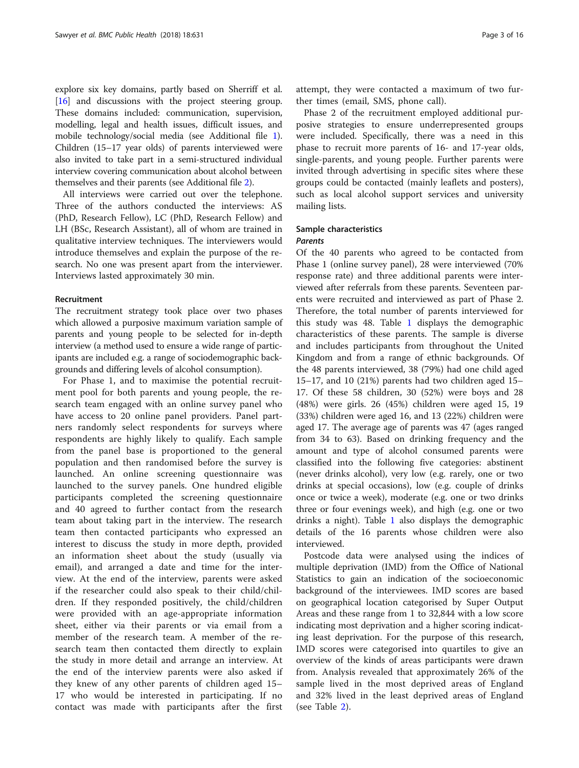explore six key domains, partly based on Sherriff et al. [16] and discussions with the project steering group. These domains included: communication, supervision, modelling, legal and health issues, difficult issues, and mobile technology/social media (see Additional file 1). Children (15–17 year olds) of parents interviewed were also invited to take part in a semi-structured individual interview covering communication about alcohol between themselves and their parents (see Additional file 2).

All interviews were carried out over the telephone. Three of the authors conducted the interviews: AS (PhD, Research Fellow), LC (PhD, Research Fellow) and LH (BSc, Research Assistant), all of whom are trained in qualitative interview techniques. The interviewers would introduce themselves and explain the purpose of the research. No one was present apart from the interviewer. Interviews lasted approximately 30 min.

#### Recruitment

The recruitment strategy took place over two phases which allowed a purposive maximum variation sample of parents and young people to be selected for in-depth interview (a method used to ensure a wide range of participants are included e.g. a range of sociodemographic backgrounds and differing levels of alcohol consumption).

For Phase 1, and to maximise the potential recruitment pool for both parents and young people, the research team engaged with an online survey panel who have access to 20 online panel providers. Panel partners randomly select respondents for surveys where respondents are highly likely to qualify. Each sample from the panel base is proportioned to the general population and then randomised before the survey is launched. An online screening questionnaire was launched to the survey panels. One hundred eligible participants completed the screening questionnaire and 40 agreed to further contact from the research team about taking part in the interview. The research team then contacted participants who expressed an interest to discuss the study in more depth, provided an information sheet about the study (usually via email), and arranged a date and time for the interview. At the end of the interview, parents were asked if the researcher could also speak to their child/children. If they responded positively, the child/children were provided with an age-appropriate information sheet, either via their parents or via email from a member of the research team. A member of the research team then contacted them directly to explain the study in more detail and arrange an interview. At the end of the interview parents were also asked if they knew of any other parents of children aged 15–17 who would be interested in participating. If no contact was made with participants after the first attempt, they were contacted a maximum of two further times (email, SMS, phone call).

Phase 2 of the recruitment employed additional purposive strategies to ensure underrepresented groups were included. Specifically, there was a need in this phase to recruit more parents of 16- and 17-year olds, single-parents, and young people. Further parents were invited through advertising in specific sites where these groups could be contacted (mainly leaflets and posters), such as local alcohol support services and university mailing lists.

#### Sample characteristics

##### *Parents*

Of the 40 parents who agreed to be contacted from Phase 1 (online survey panel), 28 were interviewed (70% response rate) and three additional parents were interviewed after referrals from these parents. Seventeen parents were recruited and interviewed as part of Phase 2. Therefore, the total number of parents interviewed for this study was 48. Table 1 displays the demographic characteristics of these parents. The sample is diverse and includes participants from throughout the United Kingdom and from a range of ethnic backgrounds. Of the 48 parents interviewed, 38 (79%) had one child aged 15–17, and 10 (21%) parents had two children aged 15–17. Of these 58 children, 30 (52%) were boys and 28 (48%) were girls. 26 (45%) children were aged 15, 19 (33%) children were aged 16, and 13 (22%) children were aged 17. The average age of parents was 47 (ages ranged from 34 to 63). Based on drinking frequency and the amount and type of alcohol consumed parents were classified into the following five categories: abstinent (never drinks alcohol), very low (e.g. rarely, one or two drinks at special occasions), low (e.g. couple of drinks once or twice a week), moderate (e.g. one or two drinks three or four evenings week), and high (e.g. one or two drinks a night). Table 1 also displays the demographic details of the 16 parents whose children were also interviewed.

Postcode data were analysed using the indices of multiple deprivation (IMD) from the Office of National Statistics to gain an indication of the socioeconomic background of the interviewees. IMD scores are based on geographical location categorised by Super Output Areas and these range from 1 to 32,844 with a low score indicating most deprivation and a higher scoring indicating least deprivation. For the purpose of this research, IMD scores were categorised into quartiles to give an overview of the kinds of areas participants were drawn from. Analysis revealed that approximately 26% of the sample lived in the most deprived areas of England and 32% lived in the least deprived areas of England (see Table 2).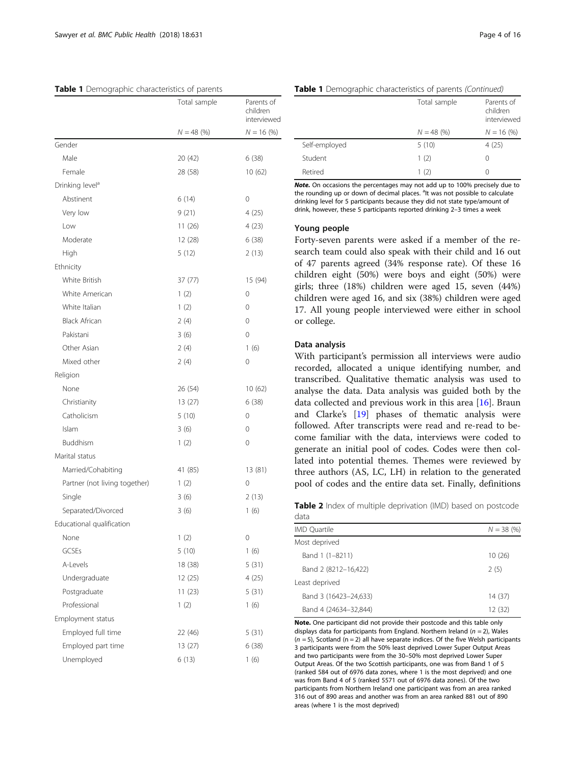**Table 1** Demographic characteristics of parents

| | Total sample | Parents of children interviewed |
|---|---|---|
| | $N = 48$ (%) | $N = 16$ (%) |
| Gender | | |
| Male | 20 (42) | 6 (38) |
| Female | 28 (58) | 10 (62) |
| Drinking level[a] | | |
| Abstinent | 6 (14) | 0 |
| Very low | 9 (21) | 4 (25) |
| Low | 11 (26) | 4 (23) |
| Moderate | 12 (28) | 6 (38) |
| High | 5 (12) | 2 (13) |
| Ethnicity | | |
| White British | 37 (77) | 15 (94) |
| White American | 1 (2) | 0 |
| White Italian | 1 (2) | 0 |
| Black African | 2 (4) | 0 |
| Pakistani | 3 (6) | 0 |
| Other Asian | 2 (4) | 1 (6) |
| Mixed other | 2 (4) | 0 |
| Religion | | |
| None | 26 (54) | 10 (62) |
| Christianity | 13 (27) | 6 (38) |
| Catholicism | 5 (10) | 0 |
| Islam | 3 (6) | 0 |
| Buddhism | 1 (2) | 0 |
| Marital status | | |
| Married/Cohabiting | 41 (85) | 13 (81) |
| Partner (not living together) | 1 (2) | 0 |
| Single | 3 (6) | 2 (13) |
| Separated/Divorced | 3 (6) | 1 (6) |
| Educational qualification | | |
| None | 1 (2) | 0 |
| GCSEs | 5 (10) | 1 (6) |
| A-Levels | 18 (38) | 5 (31) |
| Undergraduate | 12 (25) | 4 (25) |
| Postgraduate | 11 (23) | 5 (31) |
| Professional | 1 (2) | 1 (6) |
| Employment status | | |
| Employed full time | 22 (46) | 5 (31) |
| Employed part time | 13 (27) | 6 (38) |
| Unemployed | 6 (13) | 1 (6) |
| Self-employed | 5 (10) | 4 (25) |
| Student | 1 (2) | 0 |
| Retired | 1 (2) | 0 |

***Note.*** On occasions the percentages may not add up to 100% precisely due to the rounding up or down of decimal places. [a]It was not possible to calculate drinking level for 5 participants because they did not state type/amount of drink, however, these 5 participants reported drinking 2–3 times a week

### Young people

Forty-seven parents were asked if a member of the research team could also speak with their child and 16 out of 47 parents agreed (34% response rate). Of these 16 children eight (50%) were boys and eight (50%) were girls; three (18%) children were aged 15, seven (44%) children were aged 16, and six (38%) children were aged 17. All young people interviewed were either in school or college.

### Data analysis

With participant's permission all interviews were audio recorded, allocated a unique identifying number, and transcribed. Qualitative thematic analysis was used to analyse the data. Data analysis was guided both by the data collected and previous work in this area [16]. Braun and Clarke's [19] phases of thematic analysis were followed. After transcripts were read and re-read to become familiar with the data, interviews were coded to generate an initial pool of codes. Codes were then collated into potential themes. Themes were reviewed by three authors (AS, LC, LH) in relation to the generated pool of codes and the entire data set. Finally, definitions

**Table 2** Index of multiple deprivation (IMD) based on postcode data

| IMD Quartile | $N = 38$ (%) |
|---|---|
| Most deprived | |
| Band 1 (1–8211) | 10 (26) |
| Band 2 (8212–16,422) | 2 (5) |
| Least deprived | |
| Band 3 (16423–24,633) | 14 (37) |
| Band 4 (24634–32,844) | 12 (32) |

**Note.** One participant did not provide their postcode and this table only displays data for participants from England. Northern Ireland ($n = 2$), Wales ($n = 5$), Scotland ($n = 2$) all have separate indices. Of the five Welsh participants 3 participants were from the 50% least deprived Lower Super Output Areas and two participants were from the 30–50% most deprived Lower Super Output Areas. Of the two Scottish participants, one was from Band 1 of 5 (ranked 584 out of 6976 data zones, where 1 is the most deprived) and one was from Band 4 of 5 (ranked 5571 out of 6976 data zones). Of the two participants from Northern Ireland one participant was from an area ranked 316 out of 890 areas and another was from an area ranked 881 out of 890 areas (where 1 is the most deprived)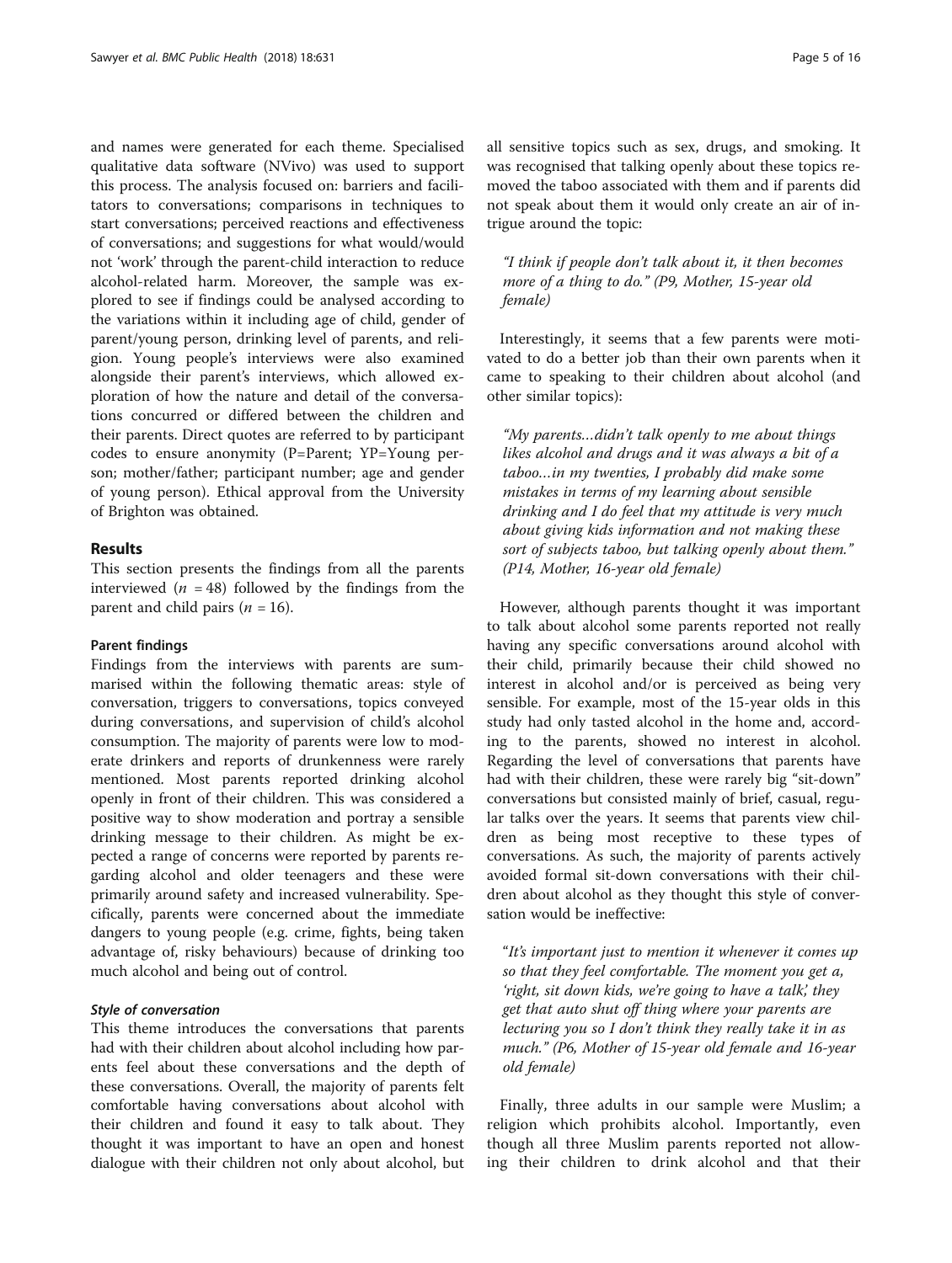and names were generated for each theme. Specialised qualitative data software (NVivo) was used to support this process. The analysis focused on: barriers and facilitators to conversations; comparisons in techniques to start conversations; perceived reactions and effectiveness of conversations; and suggestions for what would/would not 'work' through the parent-child interaction to reduce alcohol-related harm. Moreover, the sample was explored to see if findings could be analysed according to the variations within it including age of child, gender of parent/young person, drinking level of parents, and religion. Young people's interviews were also examined alongside their parent's interviews, which allowed exploration of how the nature and detail of the conversations concurred or differed between the children and their parents. Direct quotes are referred to by participant codes to ensure anonymity (P=Parent; YP=Young person; mother/father; participant number; age and gender of young person). Ethical approval from the University of Brighton was obtained.

## Results

This section presents the findings from all the parents interviewed ($n$ = 48) followed by the findings from the parent and child pairs ($n$ = 16).

### Parent findings

Findings from the interviews with parents are summarised within the following thematic areas: style of conversation, triggers to conversations, topics conveyed during conversations, and supervision of child's alcohol consumption. The majority of parents were low to moderate drinkers and reports of drunkenness were rarely mentioned. Most parents reported drinking alcohol openly in front of their children. This was considered a positive way to show moderation and portray a sensible drinking message to their children. As might be expected a range of concerns were reported by parents regarding alcohol and older teenagers and these were primarily around safety and increased vulnerability. Specifically, parents were concerned about the immediate dangers to young people (e.g. crime, fights, being taken advantage of, risky behaviours) because of drinking too much alcohol and being out of control.

#### *Style of conversation*

This theme introduces the conversations that parents had with their children about alcohol including how parents feel about these conversations and the depth of these conversations. Overall, the majority of parents felt comfortable having conversations about alcohol with their children and found it easy to talk about. They thought it was important to have an open and honest dialogue with their children not only about alcohol, but all sensitive topics such as sex, drugs, and smoking. It was recognised that talking openly about these topics removed the taboo associated with them and if parents did not speak about them it would only create an air of intrigue around the topic:

> *"I think if people don't talk about it, it then becomes more of a thing to do." (P9, Mother, 15-year old female)*

Interestingly, it seems that a few parents were motivated to do a better job than their own parents when it came to speaking to their children about alcohol (and other similar topics):

> *"My parents…didn't talk openly to me about things likes alcohol and drugs and it was always a bit of a taboo…in my twenties, I probably did make some mistakes in terms of my learning about sensible drinking and I do feel that my attitude is very much about giving kids information and not making these sort of subjects taboo, but talking openly about them." (P14, Mother, 16-year old female)*

However, although parents thought it was important to talk about alcohol some parents reported not really having any specific conversations around alcohol with their child, primarily because their child showed no interest in alcohol and/or is perceived as being very sensible. For example, most of the 15-year olds in this study had only tasted alcohol in the home and, according to the parents, showed no interest in alcohol. Regarding the level of conversations that parents have had with their children, these were rarely big "sit-down" conversations but consisted mainly of brief, casual, regular talks over the years. It seems that parents view children as being most receptive to these types of conversations. As such, the majority of parents actively avoided formal sit-down conversations with their children about alcohol as they thought this style of conversation would be ineffective:

> *"It's important just to mention it whenever it comes up so that they feel comfortable. The moment you get a, 'right, sit down kids, we're going to have a talk,' they get that auto shut off thing where your parents are lecturing you so I don't think they really take it in as much." (P6, Mother of 15-year old female and 16-year old female)*

Finally, three adults in our sample were Muslim; a religion which prohibits alcohol. Importantly, even though all three Muslim parents reported not allowing their children to drink alcohol and that their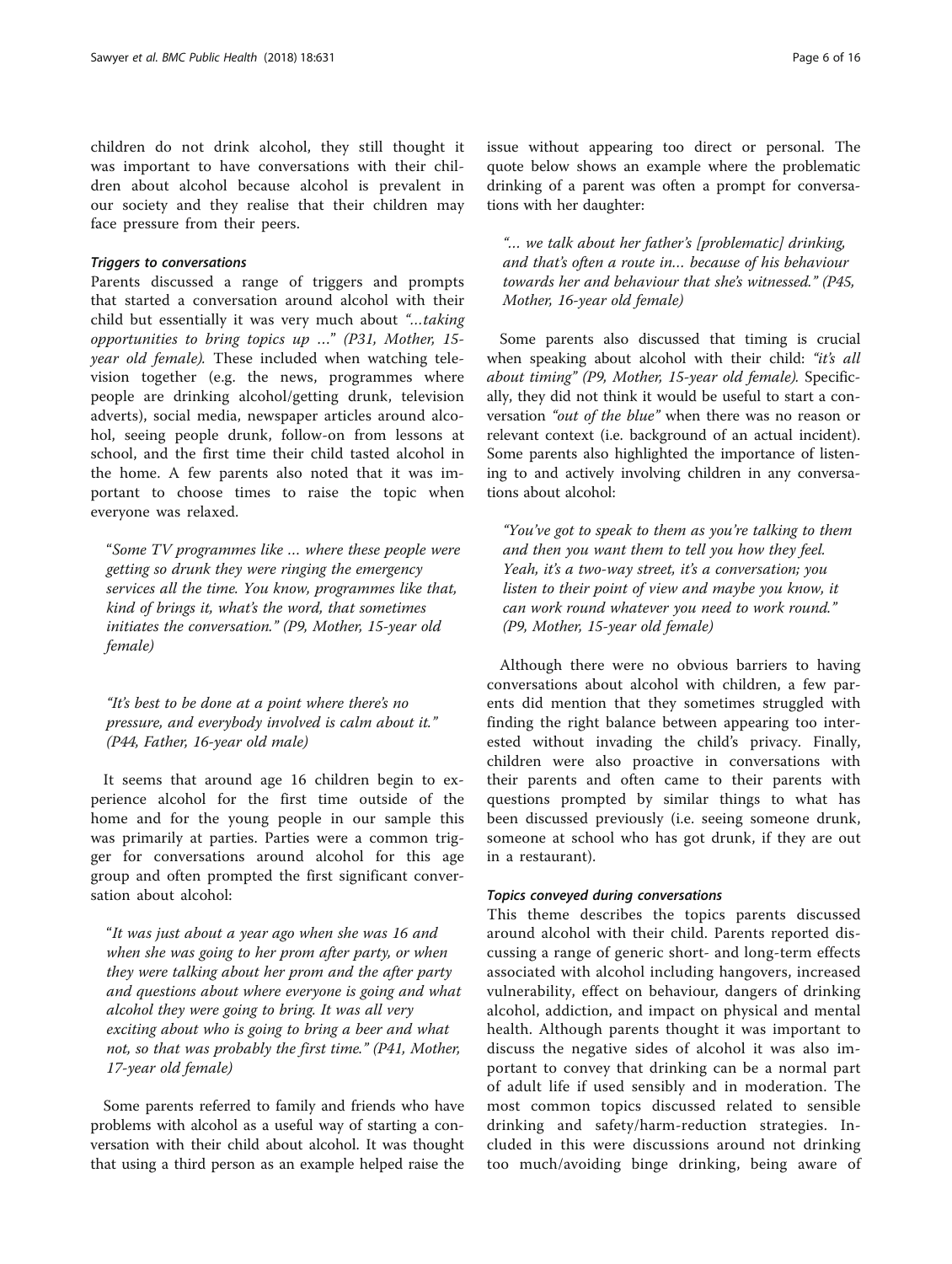children do not drink alcohol, they still thought it was important to have conversations with their children about alcohol because alcohol is prevalent in our society and they realise that their children may face pressure from their peers.

#### *Triggers to conversations*

Parents discussed a range of triggers and prompts that started a conversation around alcohol with their child but essentially it was very much about *"…taking opportunities to bring topics up …" (P31, Mother, 15-year old female)*. These included when watching television together (e.g. the news, programmes where people are drinking alcohol/getting drunk, television adverts), social media, newspaper articles around alcohol, seeing people drunk, follow-on from lessons at school, and the first time their child tasted alcohol in the home. A few parents also noted that it was important to choose times to raise the topic when everyone was relaxed.

> *"Some TV programmes like … where these people were getting so drunk they were ringing the emergency services all the time. You know, programmes like that, kind of brings it, what's the word, that sometimes initiates the conversation." (P9, Mother, 15-year old female)*

> *"It's best to be done at a point where there's no pressure, and everybody involved is calm about it." (P44, Father, 16-year old male)*

It seems that around age 16 children begin to experience alcohol for the first time outside of the home and for the young people in our sample this was primarily at parties. Parties were a common trigger for conversations around alcohol for this age group and often prompted the first significant conversation about alcohol:

> *"It was just about a year ago when she was 16 and when she was going to her prom after party, or when they were talking about her prom and the after party and questions about where everyone is going and what alcohol they were going to bring. It was all very exciting about who is going to bring a beer and what not, so that was probably the first time." (P41, Mother, 17-year old female)*

Some parents referred to family and friends who have problems with alcohol as a useful way of starting a conversation with their child about alcohol. It was thought that using a third person as an example helped raise the issue without appearing too direct or personal. The quote below shows an example where the problematic drinking of a parent was often a prompt for conversations with her daughter:

> *"… we talk about her father's [problematic] drinking, and that's often a route in… because of his behaviour towards her and behaviour that she's witnessed." (P45, Mother, 16-year old female)*

Some parents also discussed that timing is crucial when speaking about alcohol with their child: *"it's all about timing" (P9, Mother, 15-year old female)*. Specifically, they did not think it would be useful to start a conversation *"out of the blue"* when there was no reason or relevant context (i.e. background of an actual incident). Some parents also highlighted the importance of listening to and actively involving children in any conversations about alcohol:

> *"You've got to speak to them as you're talking to them and then you want them to tell you how they feel. Yeah, it's a two-way street, it's a conversation; you listen to their point of view and maybe you know, it can work round whatever you need to work round." (P9, Mother, 15-year old female)*

Although there were no obvious barriers to having conversations about alcohol with children, a few parents did mention that they sometimes struggled with finding the right balance between appearing too interested without invading the child's privacy. Finally, children were also proactive in conversations with their parents and often came to their parents with questions prompted by similar things to what has been discussed previously (i.e. seeing someone drunk, someone at school who has got drunk, if they are out in a restaurant).

#### *Topics conveyed during conversations*

This theme describes the topics parents discussed around alcohol with their child. Parents reported discussing a range of generic short- and long-term effects associated with alcohol including hangovers, increased vulnerability, effect on behaviour, dangers of drinking alcohol, addiction, and impact on physical and mental health. Although parents thought it was important to discuss the negative sides of alcohol it was also important to convey that drinking can be a normal part of adult life if used sensibly and in moderation. The most common topics discussed related to sensible drinking and safety/harm-reduction strategies. Included in this were discussions around not drinking too much/avoiding binge drinking, being aware of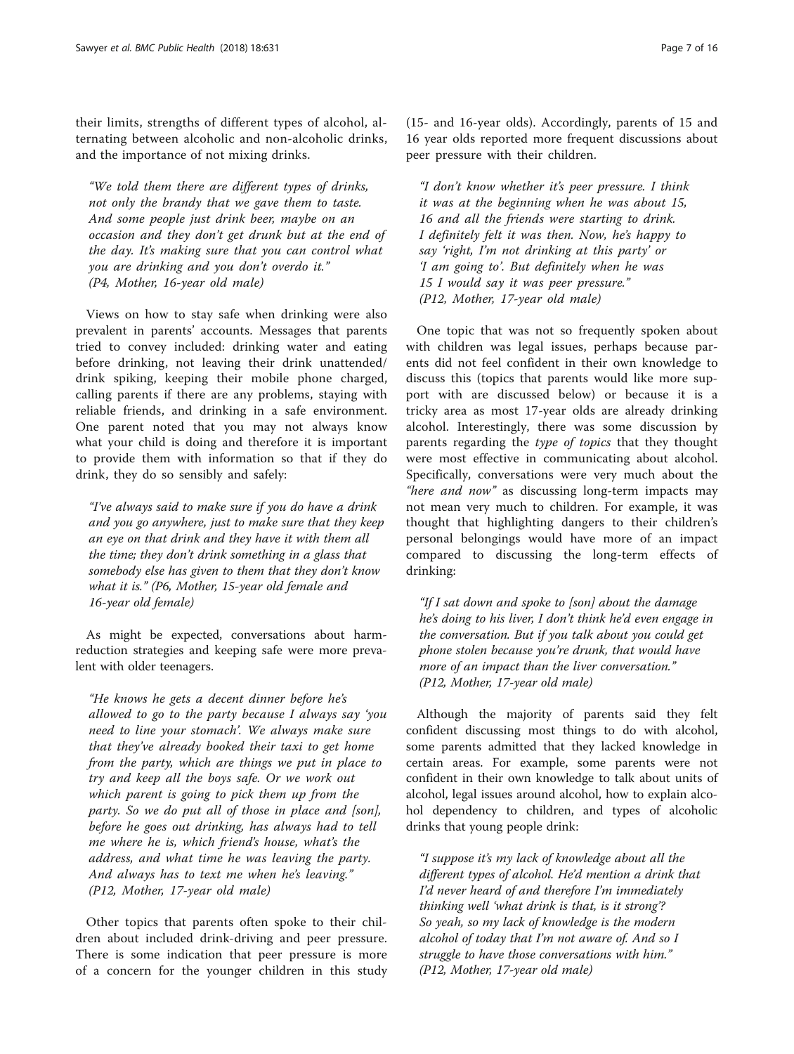their limits, strengths of different types of alcohol, alternating between alcoholic and non-alcoholic drinks, and the importance of not mixing drinks.

> *"We told them there are different types of drinks, not only the brandy that we gave them to taste. And some people just drink beer, maybe on an occasion and they don't get drunk but at the end of the day. It's making sure that you can control what you are drinking and you don't overdo it." (P4, Mother, 16-year old male)*

Views on how to stay safe when drinking were also prevalent in parents' accounts. Messages that parents tried to convey included: drinking water and eating before drinking, not leaving their drink unattended/drink spiking, keeping their mobile phone charged, calling parents if there are any problems, staying with reliable friends, and drinking in a safe environment. One parent noted that you may not always know what your child is doing and therefore it is important to provide them with information so that if they do drink, they do so sensibly and safely:

> *"I've always said to make sure if you do have a drink and you go anywhere, just to make sure that they keep an eye on that drink and they have it with them all the time; they don't drink something in a glass that somebody else has given to them that they don't know what it is." (P6, Mother, 15-year old female and 16-year old female)*

As might be expected, conversations about harm-reduction strategies and keeping safe were more prevalent with older teenagers.

> *"He knows he gets a decent dinner before he's allowed to go to the party because I always say 'you need to line your stomach'. We always make sure that they've already booked their taxi to get home from the party, which are things we put in place to try and keep all the boys safe. Or we work out which parent is going to pick them up from the party. So we do put all of those in place and [son], before he goes out drinking, has always had to tell me where he is, which friend's house, what's the address, and what time he was leaving the party. And always has to text me when he's leaving." (P12, Mother, 17-year old male)*

Other topics that parents often spoke to their children about included drink-driving and peer pressure. There is some indication that peer pressure is more of a concern for the younger children in this study (15- and 16-year olds). Accordingly, parents of 15 and 16 year olds reported more frequent discussions about peer pressure with their children.

> *"I don't know whether it's peer pressure. I think it was at the beginning when he was about 15, 16 and all the friends were starting to drink. I definitely felt it was then. Now, he's happy to say 'right, I'm not drinking at this party' or 'I am going to'. But definitely when he was 15 I would say it was peer pressure." (P12, Mother, 17-year old male)*

One topic that was not so frequently spoken about with children was legal issues, perhaps because parents did not feel confident in their own knowledge to discuss this (topics that parents would like more support with are discussed below) or because it is a tricky area as most 17-year olds are already drinking alcohol. Interestingly, there was some discussion by parents regarding the *type of topics* that they thought were most effective in communicating about alcohol. Specifically, conversations were very much about the *"here and now"* as discussing long-term impacts may not mean very much to children. For example, it was thought that highlighting dangers to their children's personal belongings would have more of an impact compared to discussing the long-term effects of drinking:

> *"If I sat down and spoke to [son] about the damage he's doing to his liver, I don't think he'd even engage in the conversation. But if you talk about you could get phone stolen because you're drunk, that would have more of an impact than the liver conversation." (P12, Mother, 17-year old male)*

Although the majority of parents said they felt confident discussing most things to do with alcohol, some parents admitted that they lacked knowledge in certain areas. For example, some parents were not confident in their own knowledge to talk about units of alcohol, legal issues around alcohol, how to explain alcohol dependency to children, and types of alcoholic drinks that young people drink:

> *"I suppose it's my lack of knowledge about all the different types of alcohol. He'd mention a drink that I'd never heard of and therefore I'm immediately thinking well 'what drink is that, is it strong'? So yeah, so my lack of knowledge is the modern alcohol of today that I'm not aware of. And so I struggle to have those conversations with him." (P12, Mother, 17-year old male)*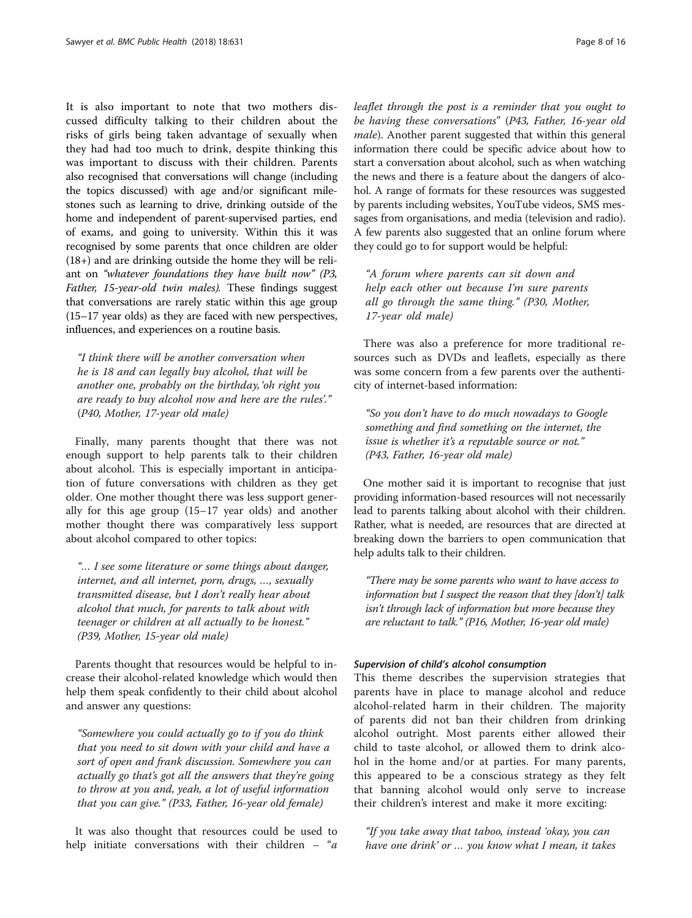It is also important to note that two mothers discussed difficulty talking to their children about the risks of girls being taken advantage of sexually when they had had too much to drink, despite thinking this was important to discuss with their children. Parents also recognised that conversations will change (including the topics discussed) with age and/or significant milestones such as learning to drive, drinking outside of the home and independent of parent-supervised parties, end of exams, and going to university. Within this it was recognised by some parents that once children are older (18+) and are drinking outside the home they will be reliant on *"whatever foundations they have built now" (P3, Father, 15-year-old twin males).* These findings suggest that conversations are rarely static within this age group (15–17 year olds) as they are faced with new perspectives, influences, and experiences on a routine basis.

> *"I think there will be another conversation when he is 18 and can legally buy alcohol, that will be another one, probably on the birthday,'oh right you are ready to buy alcohol now and here are the rules'." (P40, Mother, 17-year old male)*

Finally, many parents thought that there was not enough support to help parents talk to their children about alcohol. This is especially important in anticipation of future conversations with children as they get older. One mother thought there was less support generally for this age group (15–17 year olds) and another mother thought there was comparatively less support about alcohol compared to other topics:

> *"… I see some literature or some things about danger, internet, and all internet, porn, drugs, …, sexually transmitted disease, but I don't really hear about alcohol that much, for parents to talk about with teenager or children at all actually to be honest." (P39, Mother, 15-year old male)*

Parents thought that resources would be helpful to increase their alcohol-related knowledge which would then help them speak confidently to their child about alcohol and answer any questions:

> *"Somewhere you could actually go to if you do think that you need to sit down with your child and have a sort of open and frank discussion. Somewhere you can actually go that's got all the answers that they're going to throw at you and, yeah, a lot of useful information that you can give." (P33, Father, 16-year old female)*

It was also thought that resources could be used to help initiate conversations with their children – *"a leaflet through the post is a reminder that you ought to be having these conversations"* (*P43, Father, 16-year old male*). Another parent suggested that within this general information there could be specific advice about how to start a conversation about alcohol, such as when watching the news and there is a feature about the dangers of alcohol. A range of formats for these resources was suggested by parents including websites, YouTube videos, SMS messages from organisations, and media (television and radio). A few parents also suggested that an online forum where they could go to for support would be helpful:

> *"A forum where parents can sit down and help each other out because I'm sure parents all go through the same thing." (P30, Mother, 17-year old male)*

There was also a preference for more traditional resources such as DVDs and leaflets, especially as there was some concern from a few parents over the authenticity of internet-based information:

> *"So you don't have to do much nowadays to Google something and find something on the internet, the issue is whether it's a reputable source or not." (P43, Father, 16-year old male)*

One mother said it is important to recognise that just providing information-based resources will not necessarily lead to parents talking about alcohol with their children. Rather, what is needed, are resources that are directed at breaking down the barriers to open communication that help adults talk to their children.

> *"There may be some parents who want to have access to information but I suspect the reason that they [don't] talk isn't through lack of information but more because they are reluctant to talk." (P16, Mother, 16-year old male)*

#### *Supervision of child's alcohol consumption*

This theme describes the supervision strategies that parents have in place to manage alcohol and reduce alcohol-related harm in their children. The majority of parents did not ban their children from drinking alcohol outright. Most parents either allowed their child to taste alcohol, or allowed them to drink alcohol in the home and/or at parties. For many parents, this appeared to be a conscious strategy as they felt that banning alcohol would only serve to increase their children's interest and make it more exciting:

> *"If you take away that taboo, instead 'okay, you can have one drink' or … you know what I mean, it takes*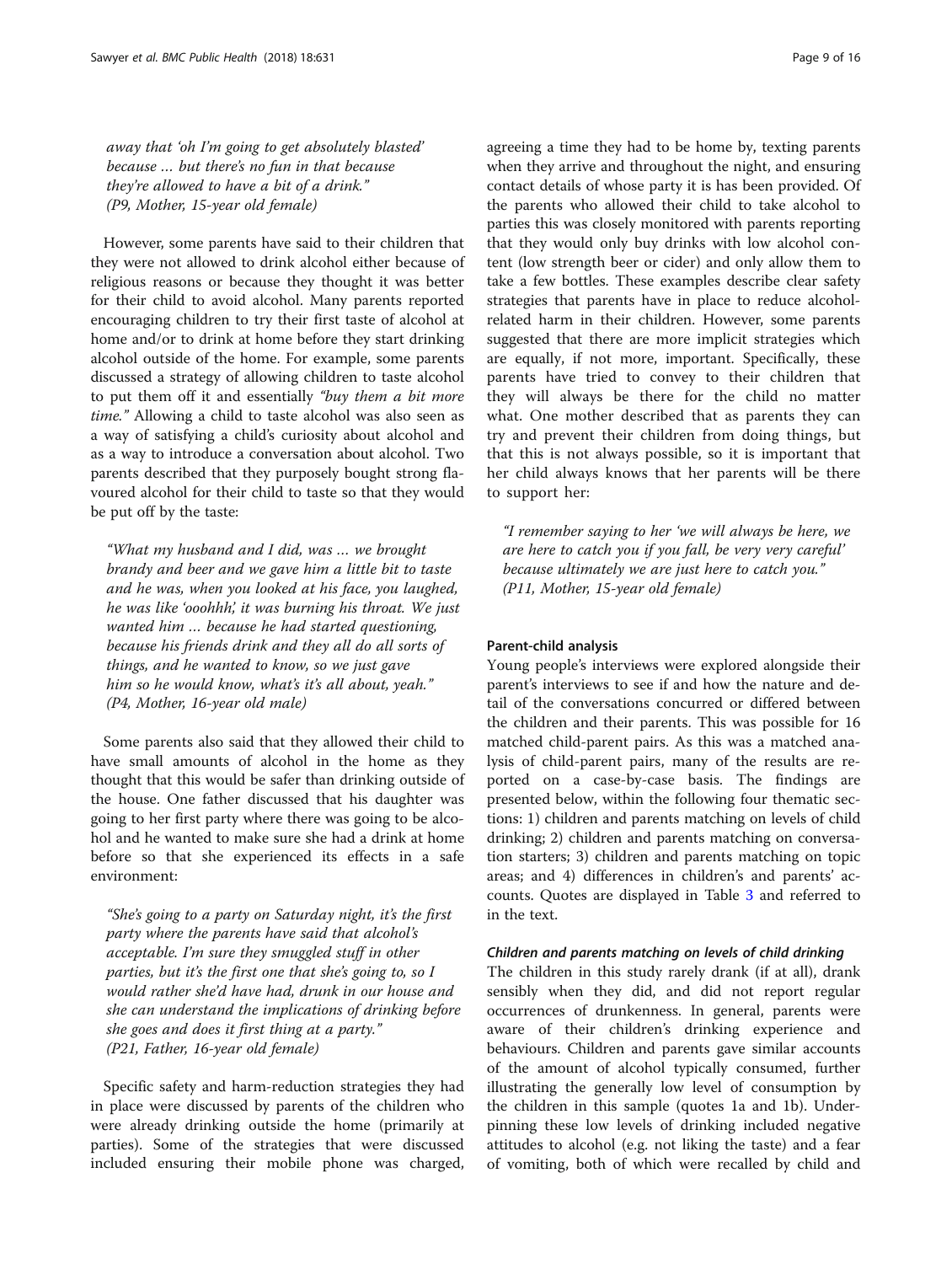*away that 'oh I'm going to get absolutely blasted' because … but there's no fun in that because they're allowed to have a bit of a drink."*
*(P9, Mother, 15-year old female)*

However, some parents have said to their children that they were not allowed to drink alcohol either because of religious reasons or because they thought it was better for their child to avoid alcohol. Many parents reported encouraging children to try their first taste of alcohol at home and/or to drink at home before they start drinking alcohol outside of the home. For example, some parents discussed a strategy of allowing children to taste alcohol to put them off it and essentially *"buy them a bit more time."* Allowing a child to taste alcohol was also seen as a way of satisfying a child's curiosity about alcohol and as a way to introduce a conversation about alcohol. Two parents described that they purposely bought strong flavoured alcohol for their child to taste so that they would be put off by the taste:

*"What my husband and I did, was … we brought brandy and beer and we gave him a little bit to taste and he was, when you looked at his face, you laughed, he was like 'ooohhh,' it was burning his throat. We just wanted him … because he had started questioning, because his friends drink and they all do all sorts of things, and he wanted to know, so we just gave him so he would know, what's it's all about, yeah."*
*(P4, Mother, 16-year old male)*

Some parents also said that they allowed their child to have small amounts of alcohol in the home as they thought that this would be safer than drinking outside of the house. One father discussed that his daughter was going to her first party where there was going to be alcohol and he wanted to make sure she had a drink at home before so that she experienced its effects in a safe environment:

*"She's going to a party on Saturday night, it's the first party where the parents have said that alcohol's acceptable. I'm sure they smuggled stuff in other parties, but it's the first one that she's going to, so I would rather she'd have had, drunk in our house and she can understand the implications of drinking before she goes and does it first thing at a party."*
*(P21, Father, 16-year old female)*

Specific safety and harm-reduction strategies they had in place were discussed by parents of the children who were already drinking outside the home (primarily at parties). Some of the strategies that were discussed included ensuring their mobile phone was charged, agreeing a time they had to be home by, texting parents when they arrive and throughout the night, and ensuring contact details of whose party it is has been provided. Of the parents who allowed their child to take alcohol to parties this was closely monitored with parents reporting that they would only buy drinks with low alcohol content (low strength beer or cider) and only allow them to take a few bottles. These examples describe clear safety strategies that parents have in place to reduce alcohol-related harm in their children. However, some parents suggested that there are more implicit strategies which are equally, if not more, important. Specifically, these parents have tried to convey to their children that they will always be there for the child no matter what. One mother described that as parents they can try and prevent their children from doing things, but that this is not always possible, so it is important that her child always knows that her parents will be there to support her:

*"I remember saying to her 'we will always be here, we are here to catch you if you fall, be very very careful' because ultimately we are just here to catch you."*
*(P11, Mother, 15-year old female)*

#### Parent-child analysis

Young people's interviews were explored alongside their parent's interviews to see if and how the nature and detail of the conversations concurred or differed between the children and their parents. This was possible for 16 matched child-parent pairs. As this was a matched analysis of child-parent pairs, many of the results are reported on a case-by-case basis. The findings are presented below, within the following four thematic sections: 1) children and parents matching on levels of child drinking; 2) children and parents matching on conversation starters; 3) children and parents matching on topic areas; and 4) differences in children's and parents' accounts. Quotes are displayed in Table 3 and referred to in the text.

##### *Children and parents matching on levels of child drinking*

The children in this study rarely drank (if at all), drank sensibly when they did, and did not report regular occurrences of drunkenness. In general, parents were aware of their children's drinking experience and behaviours. Children and parents gave similar accounts of the amount of alcohol typically consumed, further illustrating the generally low level of consumption by the children in this sample (quotes 1a and 1b). Underpinning these low levels of drinking included negative attitudes to alcohol (e.g. not liking the taste) and a fear of vomiting, both of which were recalled by child and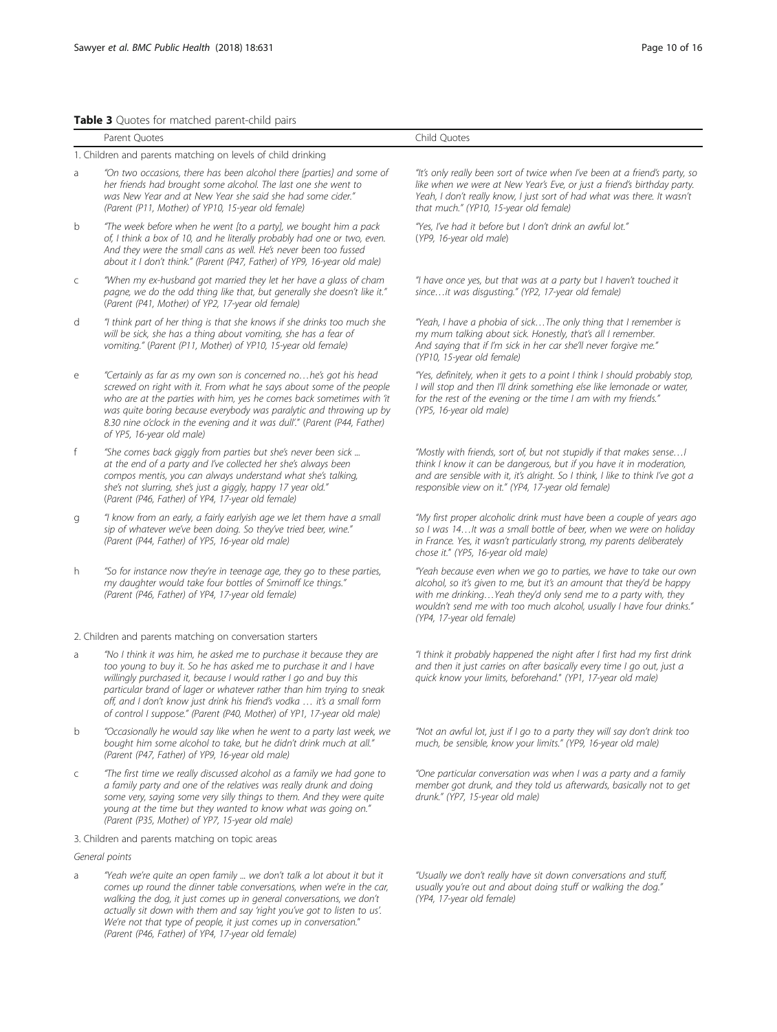**Table 3** Quotes for matched parent-child pairs

| | Parent Quotes | Child Quotes |
|---|---|---|
| 1. Children and parents matching on levels of child drinking | | |
| a | *"On two occasions, there has been alcohol there [parties] and some of her friends had brought some alcohol. The last one she went to was New Year and at New Year she said she had some cider." (Parent (P11, Mother) of YP10, 15-year old female)* | *"It's only really been sort of twice when I've been at a friend's party, so like when we were at New Year's Eve, or just a friend's birthday party. Yeah, I don't really know, I just sort of had what was there. It wasn't that much." (YP10, 15-year old female)* |
| b | *"The week before when he went [to a party], we bought him a pack of, I think a box of 10, and he literally probably had one or two, even. And they were the small cans as well. He's never been too fussed about it I don't think." (Parent (P47, Father) of YP9, 16-year old male)* | *"Yes, I've had it before but I don't drink an awful lot." (YP9, 16-year old male)* |
| c | *"When my ex-husband got married they let her have a glass of champagne, we do the odd thing like that, but generally she doesn't like it." (Parent (P41, Mother) of YP2, 17-year old female)* | *"I have once yes, but that was at a party but I haven't touched it since…it was disgusting." (YP2, 17-year old female)* |
| d | *"I think part of her thing is that she knows if she drinks too much she will be sick, she has a thing about vomiting, she has a fear of vomiting." (Parent (P11, Mother) of YP10, 15-year old female)* | *"Yeah, I have a phobia of sick…The only thing that I remember is my mum talking about sick. Honestly, that's all I remember. And saying that if I'm sick in her car she'll never forgive me." (YP10, 15-year old female)* |
| e | *"Certainly as far as my own son is concerned no…he's got his head screwed on right with it. From what he says about some of the people who are at the parties with him, yes he comes back sometimes with 'it was quite boring because everybody was paralytic and throwing up by 8.30 nine o'clock in the evening and it was dull'." (Parent (P44, Father) of YP5, 16-year old male)* | *"Yes, definitely, when it gets to a point I think I should probably stop, I will stop and then I'll drink something else like lemonade or water, for the rest of the evening or the time I am with my friends." (YP5, 16-year old male)* |
| f | *"She comes back giggly from parties but she's never been sick ... at the end of a party and I've collected her she's always been compos mentis, you can always understand what she's talking, she's not slurring, she's just a giggly, happy 17 year old." (Parent (P46, Father) of YP4, 17-year old female)* | *"Mostly with friends, sort of, but not stupidly if that makes sense…I think I know it can be dangerous, but if you have it in moderation, and are sensible with it, it's alright. So I think, I like to think I've got a responsible view on it." (YP4, 17-year old female)* |
| g | *"I know from an early, a fairly earlyish age we let them have a small sip of whatever we've been doing. So they've tried beer, wine." (Parent (P44, Father) of YP5, 16-year old male)* | *"My first proper alcoholic drink must have been a couple of years ago so I was 14…It was a small bottle of beer, when we were on holiday in France. Yes, it wasn't particularly strong, my parents deliberately chose it." (YP5, 16-year old male)* |
| h | *"So for instance now they're in teenage age, they go to these parties, my daughter would take four bottles of Smirnoff Ice things." (Parent (P46, Father) of YP4, 17-year old female)* | *"Yeah because even when we go to parties, we have to take our own alcohol, so it's given to me, but it's an amount that they'd be happy with me drinking…Yeah they'd only send me to a party with, they wouldn't send me with too much alcohol, usually I have four drinks." (YP4, 17-year old female)* |
| 2. Children and parents matching on conversation starters | | |
| a | *"No I think it was him, he asked me to purchase it because they are too young to buy it. So he has asked me to purchase it and I have willingly purchased it, because I would rather I go and buy this particular brand of lager or whatever rather than him trying to sneak off, and I don't know just drink his friend's vodka … it's a small form of control I suppose." (Parent (P40, Mother) of YP1, 17-year old male)* | *"I think it probably happened the night after I first had my first drink and then it just carries on after basically every time I go out, just a quick know your limits, beforehand." (YP1, 17-year old male)* |
| b | *"Occasionally he would say like when he went to a party last week, we bought him some alcohol to take, but he didn't drink much at all." (Parent (P47, Father) of YP9, 16-year old male)* | *"Not an awful lot, just if I go to a party they will say don't drink too much, be sensible, know your limits." (YP9, 16-year old male)* |
| c | *"The first time we really discussed alcohol as a family we had gone to a family party and one of the relatives was really drunk and doing some very, saying some very silly things to them. And they were quite young at the time but they wanted to know what was going on." (Parent (P35, Mother) of YP7, 15-year old male)* | *"One particular conversation was when I was a party and a family member got drunk, and they told us afterwards, basically not to get drunk." (YP7, 15-year old male)* |
| 3. Children and parents matching on topic areas | | |
| *General points* | | |
| a | *"Yeah we're quite an open family ... we don't talk a lot about it but it comes up round the dinner table conversations, when we're in the car, walking the dog, it just comes up in general conversations, we don't actually sit down with them and say 'right you've got to listen to us'. We're not that type of people, it just comes up in conversation." (Parent (P46, Father) of YP4, 17-year old female)* | *"Usually we don't really have sit down conversations and stuff, usually you're out and about doing stuff or walking the dog." (YP4, 17-year old female)* |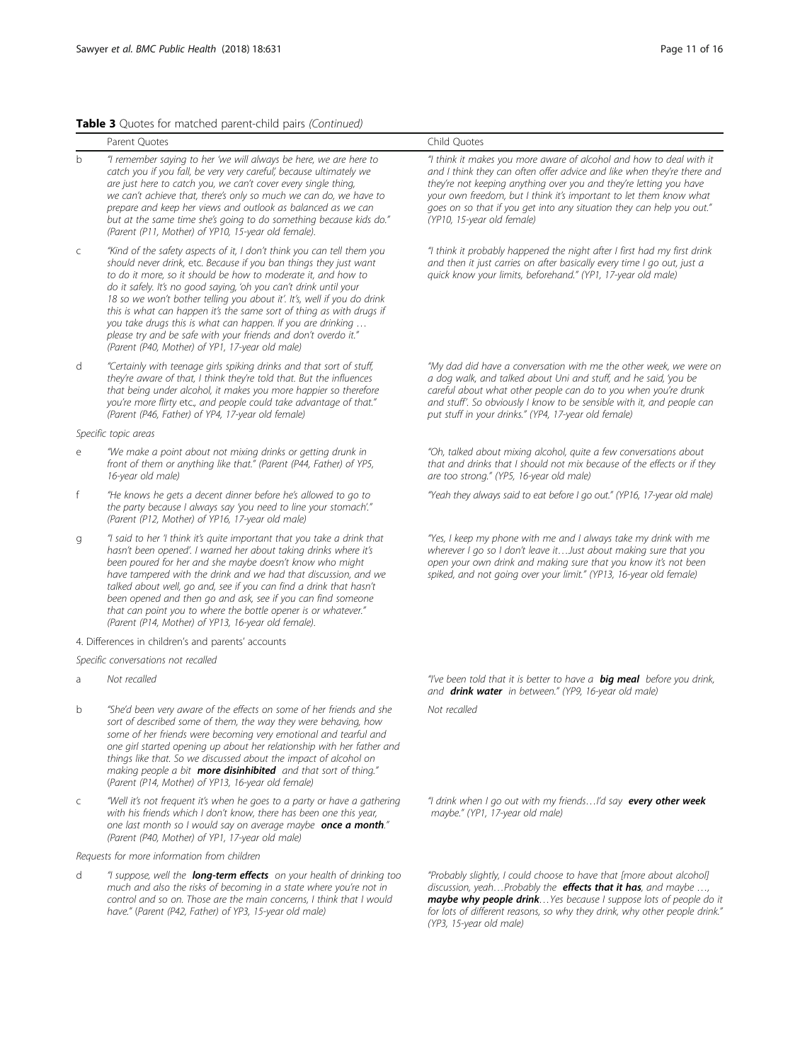**Table 3** Quotes for matched parent-child pairs *(Continued)*

| | Parent Quotes | Child Quotes |
|---|---|---|
| b | *"I remember saying to her 'we will always be here, we are here to catch you if you fall, be very very careful', because ultimately we are just here to catch you, we can't cover every single thing, we can't achieve that, there's only so much we can do, we have to prepare and keep her views and outlook as balanced as we can but at the same time she's going to do something because kids do." (Parent (P11, Mother) of YP10, 15-year old female).* | *"I think it makes you more aware of alcohol and how to deal with it and I think they can often offer advice and like when they're there and they're not keeping anything over you and they're letting you have your own freedom, but I think it's important to let them know what goes on so that if you get into any situation they can help you out." (YP10, 15-year old female)* |
| c | *"Kind of the safety aspects of it, I don't think you can tell them you should never drink, etc. Because if you ban things they just want to do it more, so it should be how to moderate it, and how to do it safely. It's no good saying, 'oh you can't drink until your 18 so we won't bother telling you about it'. It's, well if you do drink this is what can happen it's the same sort of thing as with drugs if you take drugs this is what can happen. If you are drinking … please try and be safe with your friends and don't overdo it." (Parent (P40, Mother) of YP1, 17-year old male)* | *"I think it probably happened the night after I first had my first drink and then it just carries on after basically every time I go out, just a quick know your limits, beforehand." (YP1, 17-year old male)* |
| d | *"Certainly with teenage girls spiking drinks and that sort of stuff, they're aware of that, I think they're told that. But the influences that being under alcohol, it makes you more happier so therefore you're more flirty etc., and people could take advantage of that." (Parent (P46, Father) of YP4, 17-year old female)* | *"My dad did have a conversation with me the other week, we were on a dog walk, and talked about Uni and stuff, and he said, 'you be careful about what other people can do to you when you're drunk and stuff'. So obviously I know to be sensible with it, and people can put stuff in your drinks." (YP4, 17-year old female)* |
| *Specific topic areas* | | |
| e | *"We make a point about not mixing drinks or getting drunk in front of them or anything like that." (Parent (P44, Father) of YP5, 16-year old male)* | *"Oh, talked about mixing alcohol, quite a few conversations about that and drinks that I should not mix because of the effects or if they are too strong." (YP5, 16-year old male)* |
| f | *"He knows he gets a decent dinner before he's allowed to go to the party because I always say 'you need to line your stomach'." (Parent (P12, Mother) of YP16, 17-year old male)* | *"Yeah they always said to eat before I go out." (YP16, 17-year old male)* |
| g | *"I said to her 'I think it's quite important that you take a drink that hasn't been opened'. I warned her about taking drinks where it's been poured for her and she maybe doesn't know who might have tampered with the drink and we had that discussion, and we talked about well, go and, see if you can find a drink that hasn't been opened and then go and ask, see if you can find someone that can point you to where the bottle opener is or whatever." (Parent (P14, Mother) of YP13, 16-year old female).* | *"Yes, I keep my phone with me and I always take my drink with me wherever I go so I don't leave it….Just about making sure that you open your own drink and making sure that you know it's not been spiked, and not going over your limit." (YP13, 16-year old female)* |
| 4. Differences in children's and parents' accounts | | |
| *Specific conversations not recalled* | | |
| a | *Not recalled* | *"I've been told that it is better to have a **big meal** before you drink, and **drink water** in between." (YP9, 16-year old male)* |
| b | *"She'd been very aware of the effects on some of her friends and she sort of described some of them, the way they were behaving, how some of her friends were becoming very emotional and tearful and one girl started opening up about her relationship with her father and things like that. So we discussed about the impact of alcohol on making people a bit **more disinhibited** and that sort of thing." (Parent (P14, Mother) of YP13, 16-year old female)* | *Not recalled* |
| c | *"Well it's not frequent it's when he goes to a party or have a gathering with his friends which I don't know, there has been one this year, one last month so I would say on average maybe **once a month**." (Parent (P40, Mother) of YP1, 17-year old male)* | *"I drink when I go out with my friends…I'd say **every other week** maybe." (YP1, 17-year old male)* |
| *Requests for more information from children* | | |
| d | *"I suppose, well the **long-term effects** on your health of drinking too much and also the risks of becoming in a state where you're not in control and so on. Those are the main concerns, I think that I would have." (Parent (P42, Father) of YP3, 15-year old male)* | *"Probably slightly, I could choose to have that [more about alcohol] discussion, yeah…Probably the **effects that it has**, and maybe …, **maybe why people drink**…Yes because I suppose lots of people do it for lots of different reasons, so why they drink, why other people drink." (YP3, 15-year old male)* |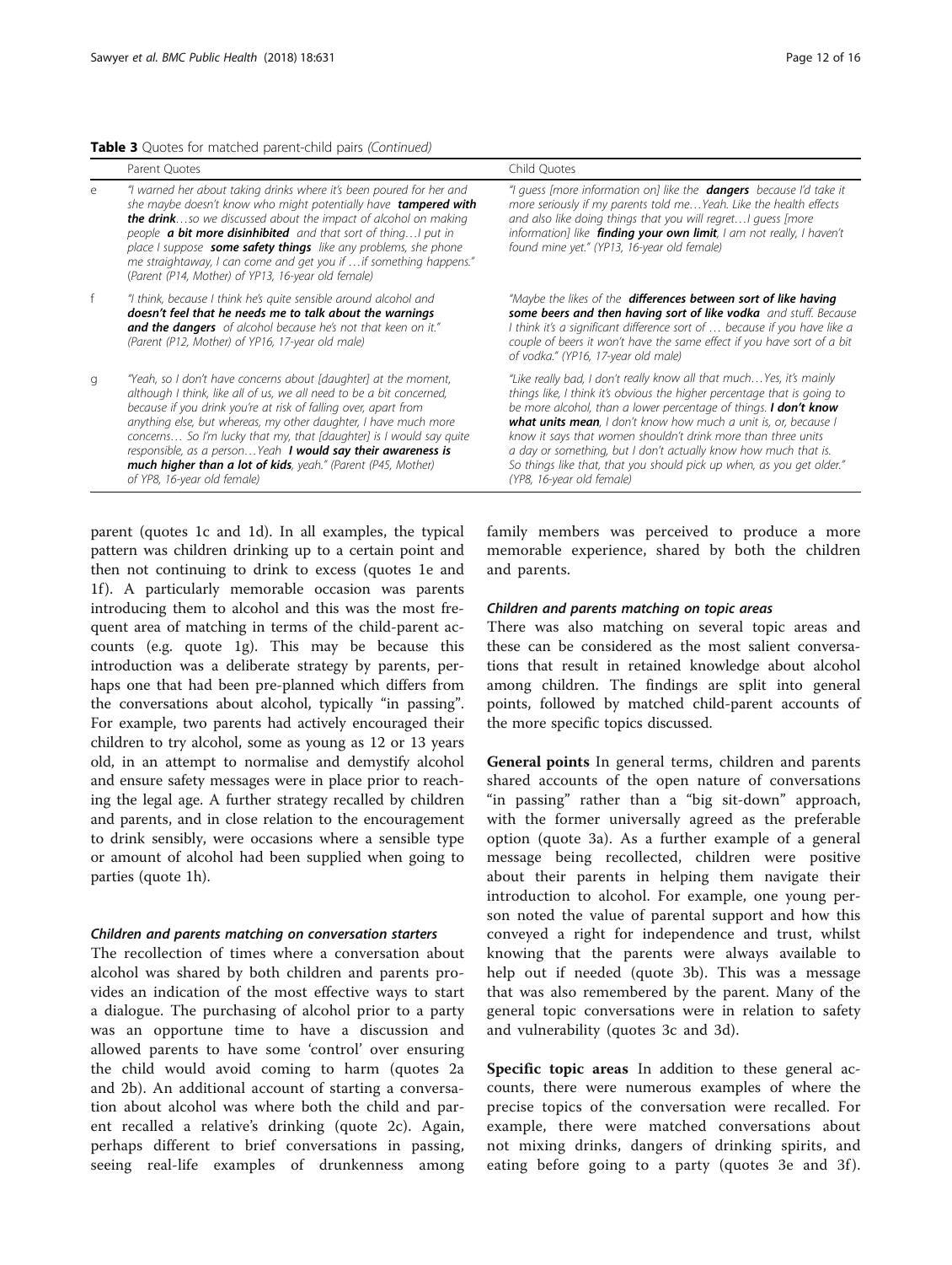**Table 3** Quotes for matched parent-child pairs *(Continued)*

| | Parent Quotes | Child Quotes |
|---|---|---|
| e | *"I warned her about taking drinks where it's been poured for her and she maybe doesn't know who might potentially have* ***tampered with the drink****…so we discussed about the impact of alcohol on making people* ***a bit more disinhibited*** *and that sort of thing…I put in place I suppose* ***some safety things*** *like any problems, she phone me straightaway, I can come and get you if ….if something happens." (Parent (P14, Mother) of YP13, 16-year old female)* | *"I guess [more information on] like the* ***dangers*** *because I'd take it more seriously if my parents told me…Yeah. Like the health effects and also like doing things that you will regret…I guess [more information] like* ***finding your own limit****, I am not really, I haven't found mine yet." (YP13, 16-year old female)* |
| f | *"I think, because I think he's quite sensible around alcohol and* ***doesn't feel that he needs me to talk about the warnings and the dangers*** *of alcohol because he's not that keen on it." (Parent (P12, Mother) of YP16, 17-year old male)* | *"Maybe the likes of the* ***differences between sort of like having some beers and then having sort of like vodka*** *and stuff. Because I think it's a significant difference sort of … because if you have like a couple of beers it won't have the same effect if you have sort of a bit of vodka." (YP16, 17-year old male)* |
| g | *"Yeah, so I don't have concerns about [daughter] at the moment, although I think, like all of us, we all need to be a bit concerned, because if you drink you're at risk of falling over, apart from anything else, but whereas, my other daughter, I have much more concerns… So I'm lucky that my, that [daughter] is I would say quite responsible, as a person…Yeah* ***I would say their awareness is much higher than a lot of kids****, yeah." (Parent (P45, Mother) of YP8, 16-year old female)* | *"Like really bad, I don't really know all that much…Yes, it's mainly things like, I think it's obvious the higher percentage that is going to be more alcohol, than a lower percentage of things.* ***I don't know what units mean****, I don't know how much a unit is, or, because I know it says that women shouldn't drink more than three units a day or something, but I don't actually know how much that is. So things like that, that you should pick up when, as you get older." (YP8, 16-year old female)* |

parent (quotes 1c and 1d). In all examples, the typical pattern was children drinking up to a certain point and then not continuing to drink to excess (quotes 1e and 1f). A particularly memorable occasion was parents introducing them to alcohol and this was the most frequent area of matching in terms of the child-parent accounts (e.g. quote 1g). This may be because this introduction was a deliberate strategy by parents, perhaps one that had been pre-planned which differs from the conversations about alcohol, typically "in passing". For example, two parents had actively encouraged their children to try alcohol, some as young as 12 or 13 years old, in an attempt to normalise and demystify alcohol and ensure safety messages were in place prior to reaching the legal age. A further strategy recalled by children and parents, and in close relation to the encouragement to drink sensibly, were occasions where a sensible type or amount of alcohol had been supplied when going to parties (quote 1h).

#### *Children and parents matching on conversation starters*

The recollection of times where a conversation about alcohol was shared by both children and parents provides an indication of the most effective ways to start a dialogue. The purchasing of alcohol prior to a party was an opportune time to have a discussion and allowed parents to have some 'control' over ensuring the child would avoid coming to harm (quotes 2a and 2b). An additional account of starting a conversation about alcohol was where both the child and parent recalled a relative's drinking (quote 2c). Again, perhaps different to brief conversations in passing, seeing real-life examples of drunkenness among family members was perceived to produce a more memorable experience, shared by both the children and parents.

#### *Children and parents matching on topic areas*

There was also matching on several topic areas and these can be considered as the most salient conversations that result in retained knowledge about alcohol among children. The findings are split into general points, followed by matched child-parent accounts of the more specific topics discussed.

**General points** In general terms, children and parents shared accounts of the open nature of conversations "in passing" rather than a "big sit-down" approach, with the former universally agreed as the preferable option (quote 3a). As a further example of a general message being recollected, children were positive about their parents in helping them navigate their introduction to alcohol. For example, one young person noted the value of parental support and how this conveyed a right for independence and trust, whilst knowing that the parents were always available to help out if needed (quote 3b). This was a message that was also remembered by the parent. Many of the general topic conversations were in relation to safety and vulnerability (quotes 3c and 3d).

**Specific topic areas** In addition to these general accounts, there were numerous examples of where the precise topics of the conversation were recalled. For example, there were matched conversations about not mixing drinks, dangers of drinking spirits, and eating before going to a party (quotes 3e and 3f).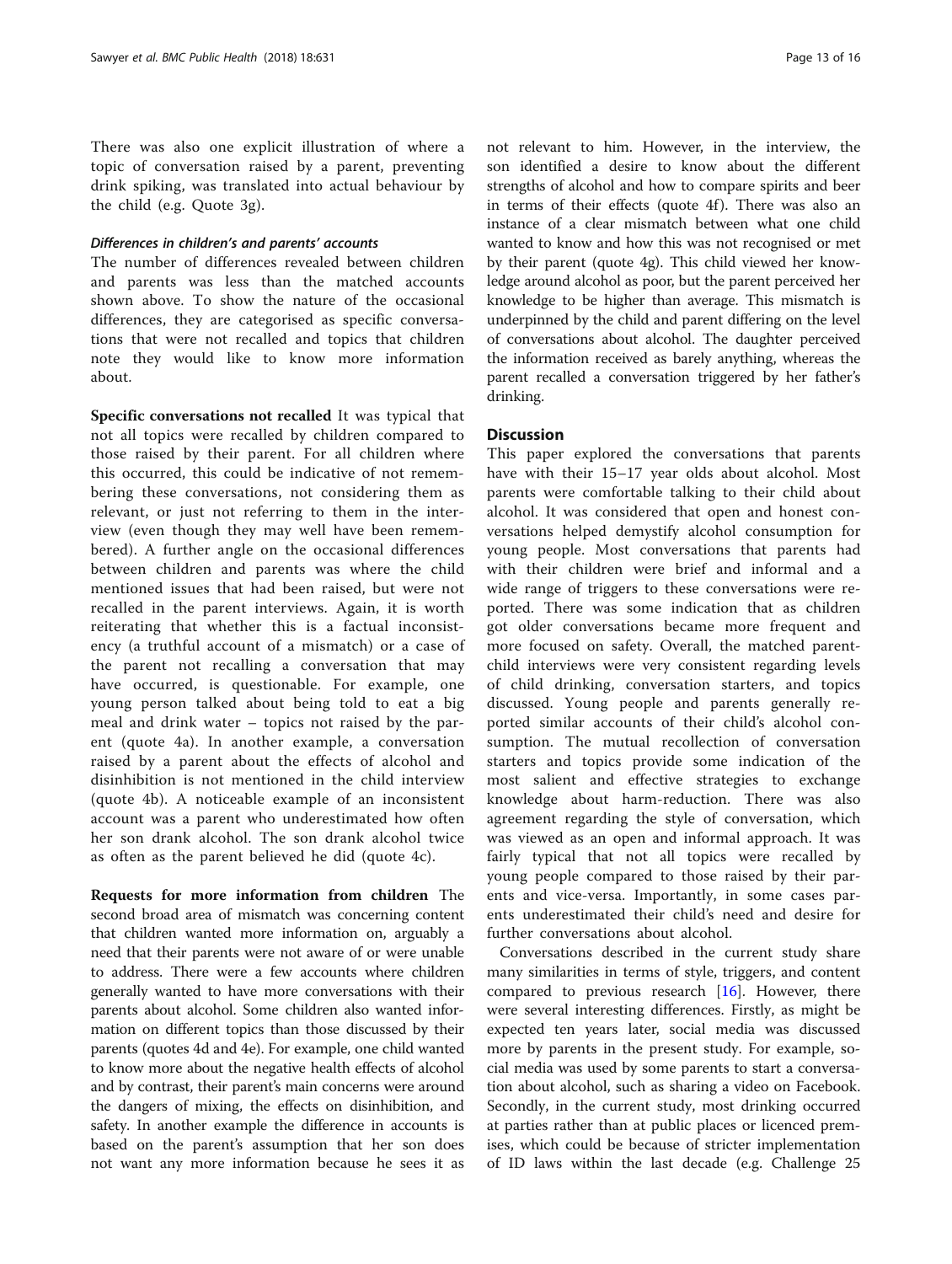There was also one explicit illustration of where a topic of conversation raised by a parent, preventing drink spiking, was translated into actual behaviour by the child (e.g. Quote 3g).

#### *Differences in children's and parents' accounts*

The number of differences revealed between children and parents was less than the matched accounts shown above. To show the nature of the occasional differences, they are categorised as specific conversations that were not recalled and topics that children note they would like to know more information about.

**Specific conversations not recalled** It was typical that not all topics were recalled by children compared to those raised by their parent. For all children where this occurred, this could be indicative of not remembering these conversations, not considering them as relevant, or just not referring to them in the interview (even though they may well have been remembered). A further angle on the occasional differences between children and parents was where the child mentioned issues that had been raised, but were not recalled in the parent interviews. Again, it is worth reiterating that whether this is a factual inconsistency (a truthful account of a mismatch) or a case of the parent not recalling a conversation that may have occurred, is questionable. For example, one young person talked about being told to eat a big meal and drink water – topics not raised by the parent (quote 4a). In another example, a conversation raised by a parent about the effects of alcohol and disinhibition is not mentioned in the child interview (quote 4b). A noticeable example of an inconsistent account was a parent who underestimated how often her son drank alcohol. The son drank alcohol twice as often as the parent believed he did (quote 4c).

**Requests for more information from children** The second broad area of mismatch was concerning content that children wanted more information on, arguably a need that their parents were not aware of or were unable to address. There were a few accounts where children generally wanted to have more conversations with their parents about alcohol. Some children also wanted information on different topics than those discussed by their parents (quotes 4d and 4e). For example, one child wanted to know more about the negative health effects of alcohol and by contrast, their parent's main concerns were around the dangers of mixing, the effects on disinhibition, and safety. In another example the difference in accounts is based on the parent's assumption that her son does not want any more information because he sees it as not relevant to him. However, in the interview, the son identified a desire to know about the different strengths of alcohol and how to compare spirits and beer in terms of their effects (quote 4f). There was also an instance of a clear mismatch between what one child wanted to know and how this was not recognised or met by their parent (quote 4g). This child viewed her knowledge around alcohol as poor, but the parent perceived her knowledge to be higher than average. This mismatch is underpinned by the child and parent differing on the level of conversations about alcohol. The daughter perceived the information received as barely anything, whereas the parent recalled a conversation triggered by her father's drinking.

## Discussion

This paper explored the conversations that parents have with their 15–17 year olds about alcohol. Most parents were comfortable talking to their child about alcohol. It was considered that open and honest conversations helped demystify alcohol consumption for young people. Most conversations that parents had with their children were brief and informal and a wide range of triggers to these conversations were reported. There was some indication that as children got older conversations became more frequent and more focused on safety. Overall, the matched parent-child interviews were very consistent regarding levels of child drinking, conversation starters, and topics discussed. Young people and parents generally reported similar accounts of their child's alcohol consumption. The mutual recollection of conversation starters and topics provide some indication of the most salient and effective strategies to exchange knowledge about harm-reduction. There was also agreement regarding the style of conversation, which was viewed as an open and informal approach. It was fairly typical that not all topics were recalled by young people compared to those raised by their parents and vice-versa. Importantly, in some cases parents underestimated their child's need and desire for further conversations about alcohol.

Conversations described in the current study share many similarities in terms of style, triggers, and content compared to previous research [16]. However, there were several interesting differences. Firstly, as might be expected ten years later, social media was discussed more by parents in the present study. For example, social media was used by some parents to start a conversation about alcohol, such as sharing a video on Facebook. Secondly, in the current study, most drinking occurred at parties rather than at public places or licenced premises, which could be because of stricter implementation of ID laws within the last decade (e.g. Challenge 25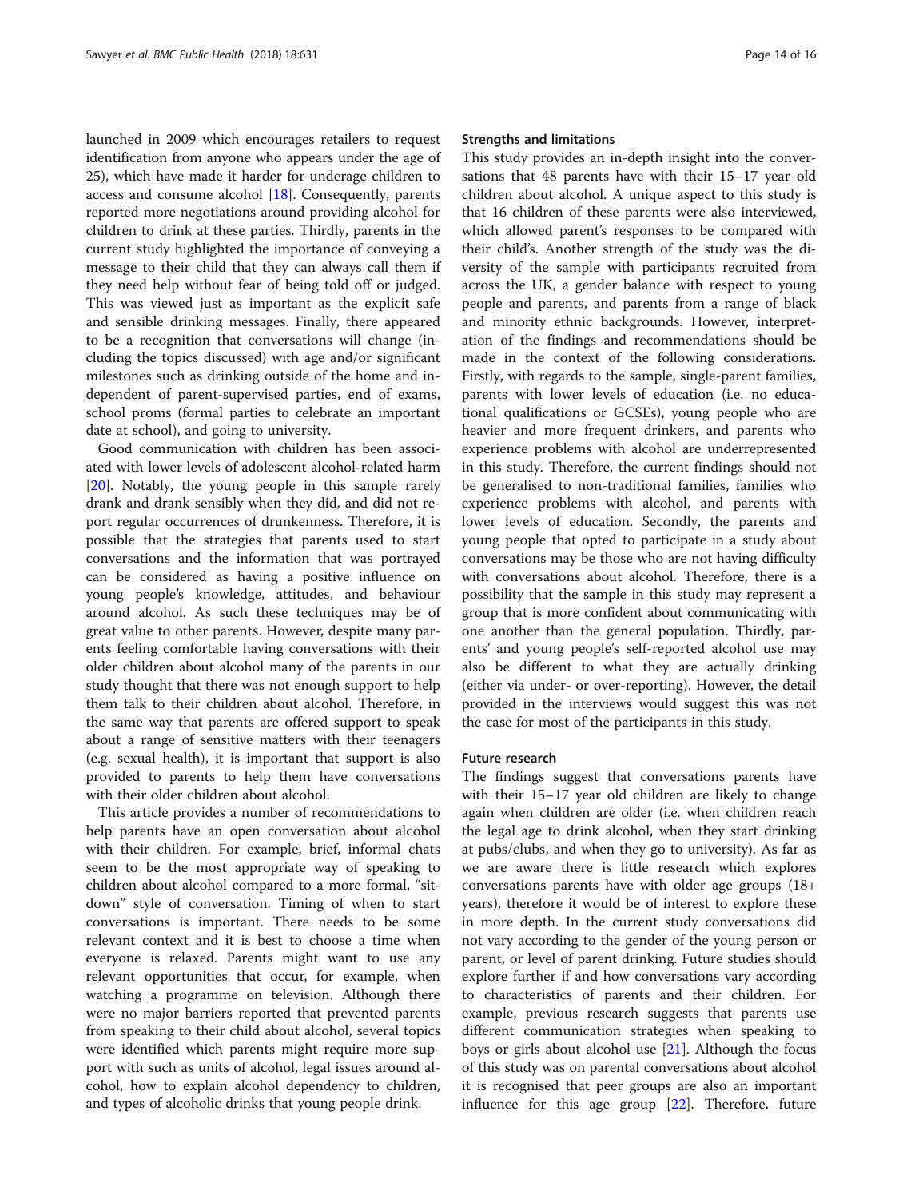launched in 2009 which encourages retailers to request identification from anyone who appears under the age of 25), which have made it harder for underage children to access and consume alcohol [18]. Consequently, parents reported more negotiations around providing alcohol for children to drink at these parties. Thirdly, parents in the current study highlighted the importance of conveying a message to their child that they can always call them if they need help without fear of being told off or judged. This was viewed just as important as the explicit safe and sensible drinking messages. Finally, there appeared to be a recognition that conversations will change (including the topics discussed) with age and/or significant milestones such as drinking outside of the home and independent of parent-supervised parties, end of exams, school proms (formal parties to celebrate an important date at school), and going to university.

Good communication with children has been associated with lower levels of adolescent alcohol-related harm [20]. Notably, the young people in this sample rarely drank and drank sensibly when they did, and did not report regular occurrences of drunkenness. Therefore, it is possible that the strategies that parents used to start conversations and the information that was portrayed can be considered as having a positive influence on young people's knowledge, attitudes, and behaviour around alcohol. As such these techniques may be of great value to other parents. However, despite many parents feeling comfortable having conversations with their older children about alcohol many of the parents in our study thought that there was not enough support to help them talk to their children about alcohol. Therefore, in the same way that parents are offered support to speak about a range of sensitive matters with their teenagers (e.g. sexual health), it is important that support is also provided to parents to help them have conversations with their older children about alcohol.

This article provides a number of recommendations to help parents have an open conversation about alcohol with their children. For example, brief, informal chats seem to be the most appropriate way of speaking to children about alcohol compared to a more formal, "sit-down" style of conversation. Timing of when to start conversations is important. There needs to be some relevant context and it is best to choose a time when everyone is relaxed. Parents might want to use any relevant opportunities that occur, for example, when watching a programme on television. Although there were no major barriers reported that prevented parents from speaking to their child about alcohol, several topics were identified which parents might require more support with such as units of alcohol, legal issues around alcohol, how to explain alcohol dependency to children, and types of alcoholic drinks that young people drink.

### Strengths and limitations

This study provides an in-depth insight into the conversations that 48 parents have with their 15–17 year old children about alcohol. A unique aspect to this study is that 16 children of these parents were also interviewed, which allowed parent's responses to be compared with their child's. Another strength of the study was the diversity of the sample with participants recruited from across the UK, a gender balance with respect to young people and parents, and parents from a range of black and minority ethnic backgrounds. However, interpretation of the findings and recommendations should be made in the context of the following considerations. Firstly, with regards to the sample, single-parent families, parents with lower levels of education (i.e. no educational qualifications or GCSEs), young people who are heavier and more frequent drinkers, and parents who experience problems with alcohol are underrepresented in this study. Therefore, the current findings should not be generalised to non-traditional families, families who experience problems with alcohol, and parents with lower levels of education. Secondly, the parents and young people that opted to participate in a study about conversations may be those who are not having difficulty with conversations about alcohol. Therefore, there is a possibility that the sample in this study may represent a group that is more confident about communicating with one another than the general population. Thirdly, parents' and young people's self-reported alcohol use may also be different to what they are actually drinking (either via under- or over-reporting). However, the detail provided in the interviews would suggest this was not the case for most of the participants in this study.

### Future research

The findings suggest that conversations parents have with their 15–17 year old children are likely to change again when children are older (i.e. when children reach the legal age to drink alcohol, when they start drinking at pubs/clubs, and when they go to university). As far as we are aware there is little research which explores conversations parents have with older age groups (18+ years), therefore it would be of interest to explore these in more depth. In the current study conversations did not vary according to the gender of the young person or parent, or level of parent drinking. Future studies should explore further if and how conversations vary according to characteristics of parents and their children. For example, previous research suggests that parents use different communication strategies when speaking to boys or girls about alcohol use [21]. Although the focus of this study was on parental conversations about alcohol it is recognised that peer groups are also an important influence for this age group [22]. Therefore, future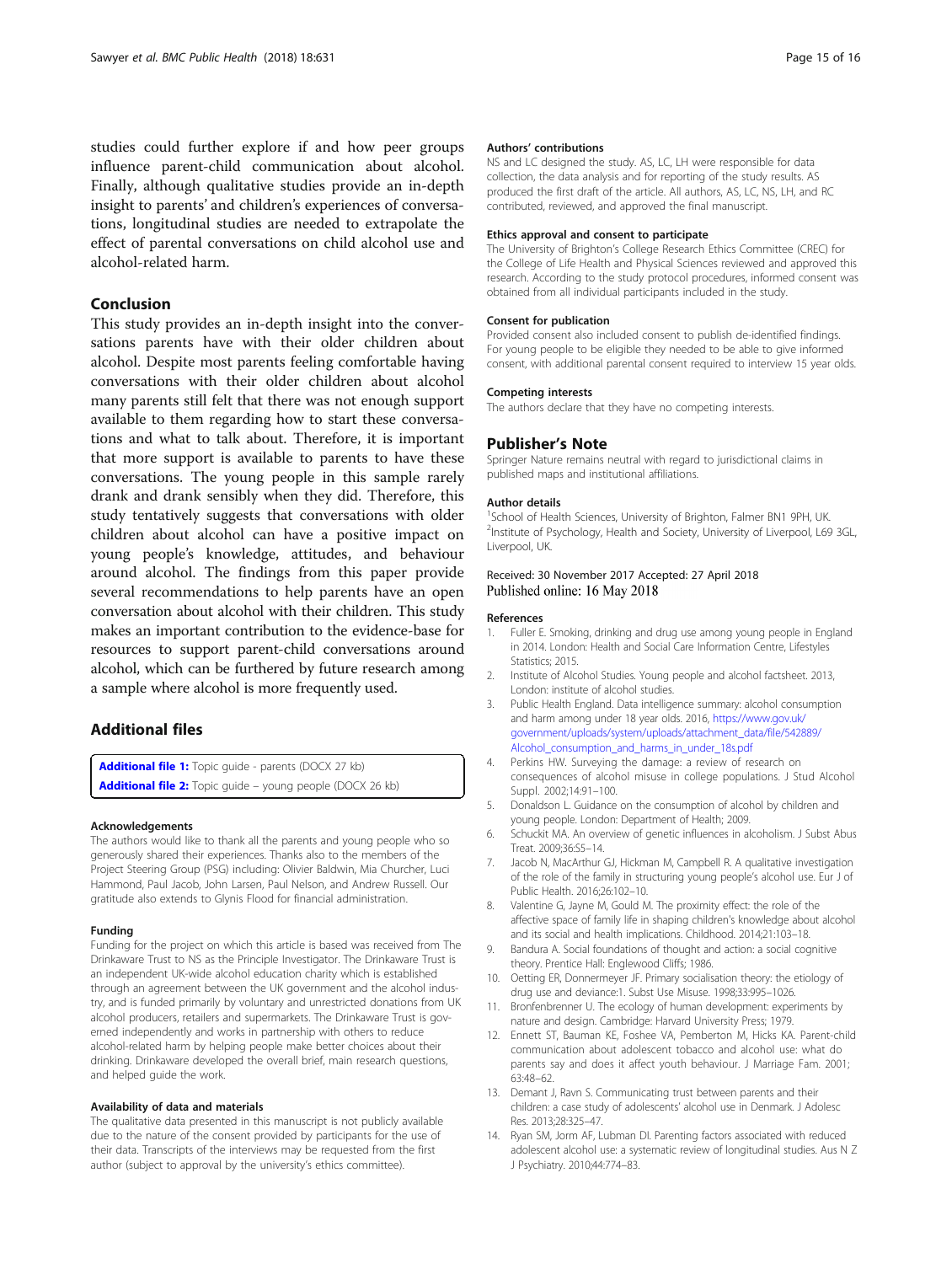studies could further explore if and how peer groups influence parent-child communication about alcohol. Finally, although qualitative studies provide an in-depth insight to parents' and children's experiences of conversations, longitudinal studies are needed to extrapolate the effect of parental conversations on child alcohol use and alcohol-related harm.

## Conclusion

This study provides an in-depth insight into the conversations parents have with their older children about alcohol. Despite most parents feeling comfortable having conversations with their older children about alcohol many parents still felt that there was not enough support available to them regarding how to start these conversations and what to talk about. Therefore, it is important that more support is available to parents to have these conversations. The young people in this sample rarely drank and drank sensibly when they did. Therefore, this study tentatively suggests that conversations with older children about alcohol can have a positive impact on young people's knowledge, attitudes, and behaviour around alcohol. The findings from this paper provide several recommendations to help parents have an open conversation about alcohol with their children. This study makes an important contribution to the evidence-base for resources to support parent-child conversations around alcohol, which can be furthered by future research among a sample where alcohol is more frequently used.

## Additional files

**Additional file 1:** Topic guide - parents (DOCX 27 kb)
**Additional file 2:** Topic guide – young people (DOCX 26 kb)

#### Acknowledgements

The authors would like to thank all the parents and young people who so generously shared their experiences. Thanks also to the members of the Project Steering Group (PSG) including: Olivier Baldwin, Mia Churcher, Luci Hammond, Paul Jacob, John Larsen, Paul Nelson, and Andrew Russell. Our gratitude also extends to Glynis Flood for financial administration.

#### Funding

Funding for the project on which this article is based was received from The Drinkaware Trust to NS as the Principle Investigator. The Drinkaware Trust is an independent UK-wide alcohol education charity which is established through an agreement between the UK government and the alcohol industry, and is funded primarily by voluntary and unrestricted donations from UK alcohol producers, retailers and supermarkets. The Drinkaware Trust is governed independently and works in partnership with others to reduce alcohol-related harm by helping people make better choices about their drinking. Drinkaware developed the overall brief, main research questions, and helped guide the work.

#### Availability of data and materials

The qualitative data presented in this manuscript is not publicly available due to the nature of the consent provided by participants for the use of their data. Transcripts of the interviews may be requested from the first author (subject to approval by the university's ethics committee).

#### Authors' contributions

NS and LC designed the study. AS, LC, LH were responsible for data collection, the data analysis and for reporting of the study results. AS produced the first draft of the article. All authors, AS, LC, NS, LH, and RC contributed, reviewed, and approved the final manuscript.

#### Ethics approval and consent to participate

The University of Brighton's College Research Ethics Committee (CREC) for the College of Life Health and Physical Sciences reviewed and approved this research. According to the study protocol procedures, informed consent was obtained from all individual participants included in the study.

#### Consent for publication

Provided consent also included consent to publish de-identified findings. For young people to be eligible they needed to be able to give informed consent, with additional parental consent required to interview 15 year olds.

#### Competing interests

The authors declare that they have no competing interests.

### Publisher's Note

Springer Nature remains neutral with regard to jurisdictional claims in published maps and institutional affiliations.

#### Author details

[1]School of Health Sciences, University of Brighton, Falmer BN1 9PH, UK. [2]Institute of Psychology, Health and Society, University of Liverpool, L69 3GL, Liverpool, UK.

Received: 30 November 2017 Accepted: 27 April 2018
Published online: 16 May 2018

#### References

1. Fuller E. Smoking, drinking and drug use among young people in England in 2014. London: Health and Social Care Information Centre, Lifestyles Statistics; 2015.
2. Institute of Alcohol Studies. Young people and alcohol factsheet. 2013, London: institute of alcohol studies.
3. Public Health England. Data intelligence summary: alcohol consumption and harm among under 18 year olds. 2016, https://www.gov.uk/government/uploads/system/uploads/attachment_data/file/542889/Alcohol_consumption_and_harms_in_under_18s.pdf
4. Perkins HW. Surveying the damage: a review of research on consequences of alcohol misuse in college populations. J Stud Alcohol Suppl. 2002;14:91–100.
5. Donaldson L. Guidance on the consumption of alcohol by children and young people. London: Department of Health; 2009.
6. Schuckit MA. An overview of genetic influences in alcoholism. J Subst Abus Treat. 2009;36:S5–14.
7. Jacob N, MacArthur GJ, Hickman M, Campbell R. A qualitative investigation of the role of the family in structuring young people's alcohol use. Eur J of Public Health. 2016;26:102–10.
8. Valentine G, Jayne M, Gould M. The proximity effect: the role of the affective space of family life in shaping children's knowledge about alcohol and its social and health implications. Childhood. 2014;21:103–18.
9. Bandura A. Social foundations of thought and action: a social cognitive theory. Prentice Hall: Englewood Cliffs; 1986.
10. Oetting ER, Donnermeyer JF. Primary socialisation theory: the etiology of drug use and deviance:1. Subst Use Misuse. 1998;33:995–1026.
11. Bronfenbrenner U. The ecology of human development: experiments by nature and design. Cambridge: Harvard University Press; 1979.
12. Ennett ST, Bauman KE, Foshee VA, Pemberton M, Hicks KA. Parent-child communication about adolescent tobacco and alcohol use: what do parents say and does it affect youth behaviour. J Marriage Fam. 2001; 63:48–62.
13. Demant J, Ravn S. Communicating trust between parents and their children: a case study of adolescents' alcohol use in Denmark. J Adolesc Res. 2013;28:325–47.
14. Ryan SM, Jorm AF, Lubman DI. Parenting factors associated with reduced adolescent alcohol use: a systematic review of longitudinal studies. Aus N Z J Psychiatry. 2010;44:774–83.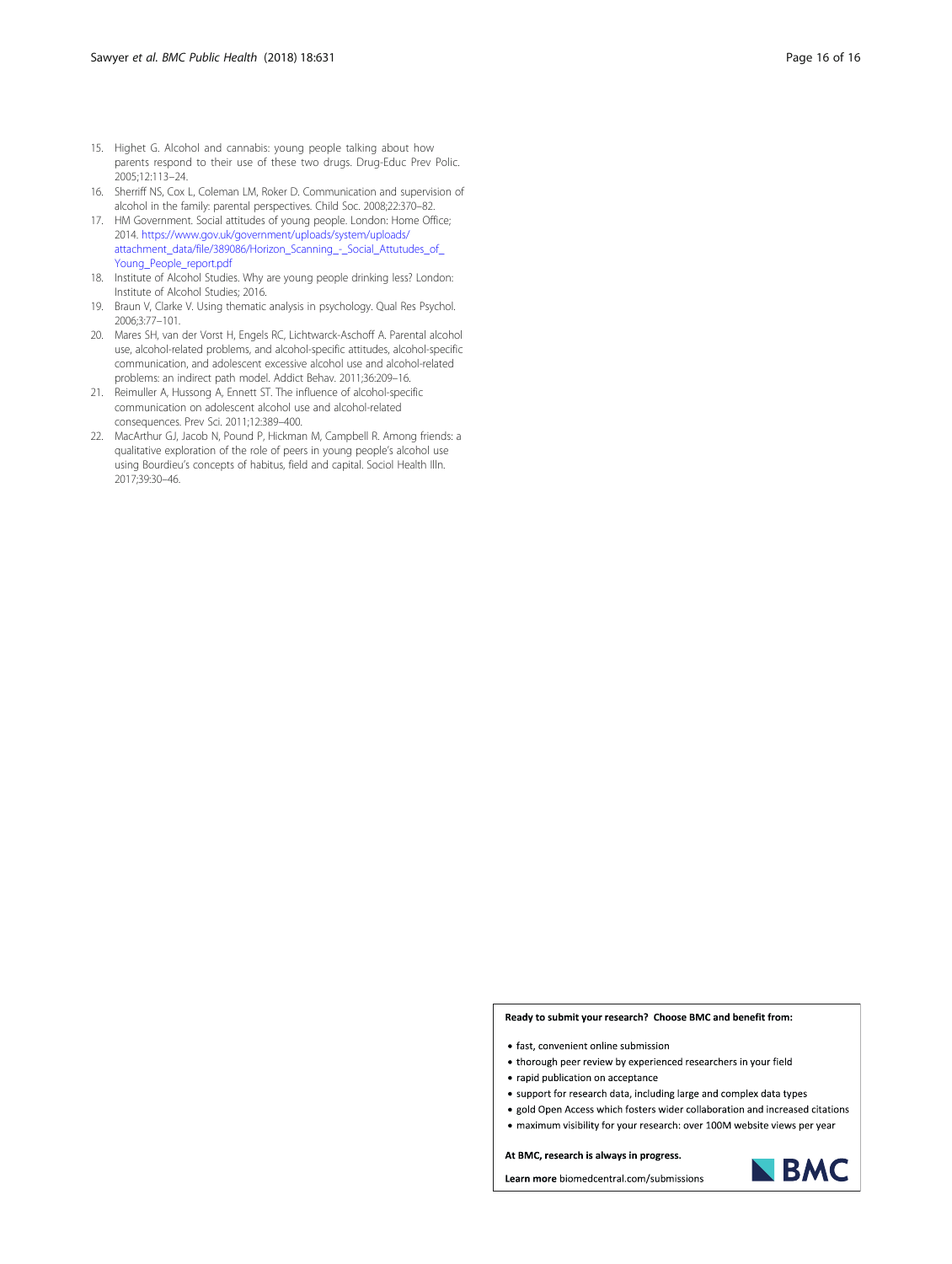15. Highet G. Alcohol and cannabis: young people talking about how parents respond to their use of these two drugs. Drug-Educ Prev Polic. 2005;12:113–24.
16. Sherriff NS, Cox L, Coleman LM, Roker D. Communication and supervision of alcohol in the family: parental perspectives. Child Soc. 2008;22:370–82.
17. HM Government. Social attitudes of young people. London: Home Office; 2014. https://www.gov.uk/government/uploads/system/uploads/attachment_data/file/389086/Horizon_Scanning_-_Social_Attutudes_of_Young_People_report.pdf
18. Institute of Alcohol Studies. Why are young people drinking less? London: Institute of Alcohol Studies; 2016.
19. Braun V, Clarke V. Using thematic analysis in psychology. Qual Res Psychol. 2006;3:77–101.
20. Mares SH, van der Vorst H, Engels RC, Lichtwarck-Aschoff A. Parental alcohol use, alcohol-related problems, and alcohol-specific attitudes, alcohol-specific communication, and adolescent excessive alcohol use and alcohol-related problems: an indirect path model. Addict Behav. 2011;36:209–16.
21. Reimuller A, Hussong A, Ennett ST. The influence of alcohol-specific communication on adolescent alcohol use and alcohol-related consequences. Prev Sci. 2011;12:389–400.
22. MacArthur GJ, Jacob N, Pound P, Hickman M, Campbell R. Among friends: a qualitative exploration of the role of peers in young people's alcohol use using Bourdieu's concepts of habitus, field and capital. Sociol Health Illn. 2017;39:30–46.

**Ready to submit your research? Choose BMC and benefit from:**

- fast, convenient online submission
- thorough peer review by experienced researchers in your field
- rapid publication on acceptance
- support for research data, including large and complex data types
- gold Open Access which fosters wider collaboration and increased citations
- maximum visibility for your research: over 100M website views per year

**At BMC, research is always in progress.**

**Learn more** biomedcentral.com/submissions

BMC